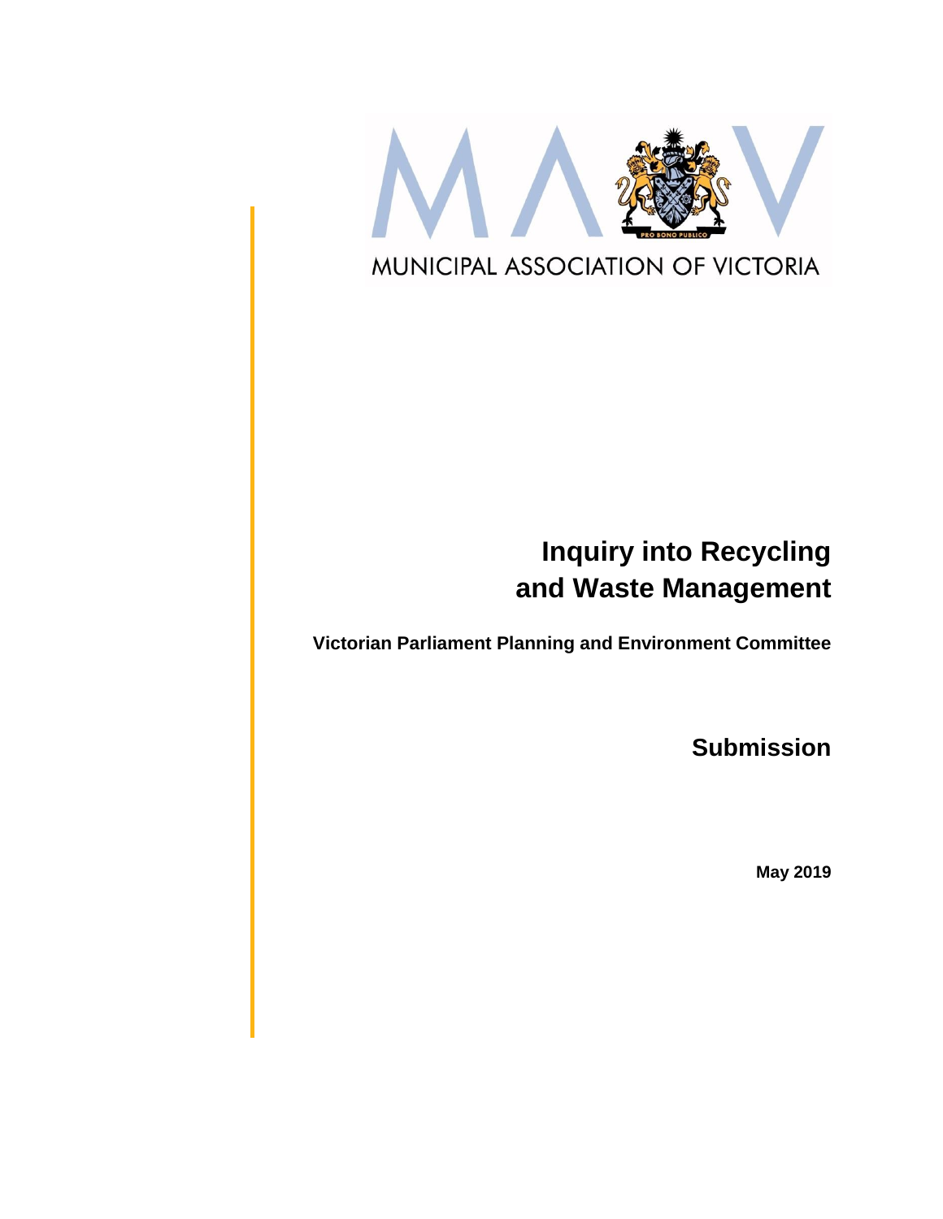MUNICIPAL ASSOCIATION OF VICTORIA

# Inquiry into Recycling and Waste Management

**Victorian Parliament Planning and Environment Committee**

## Submission

**May 2019**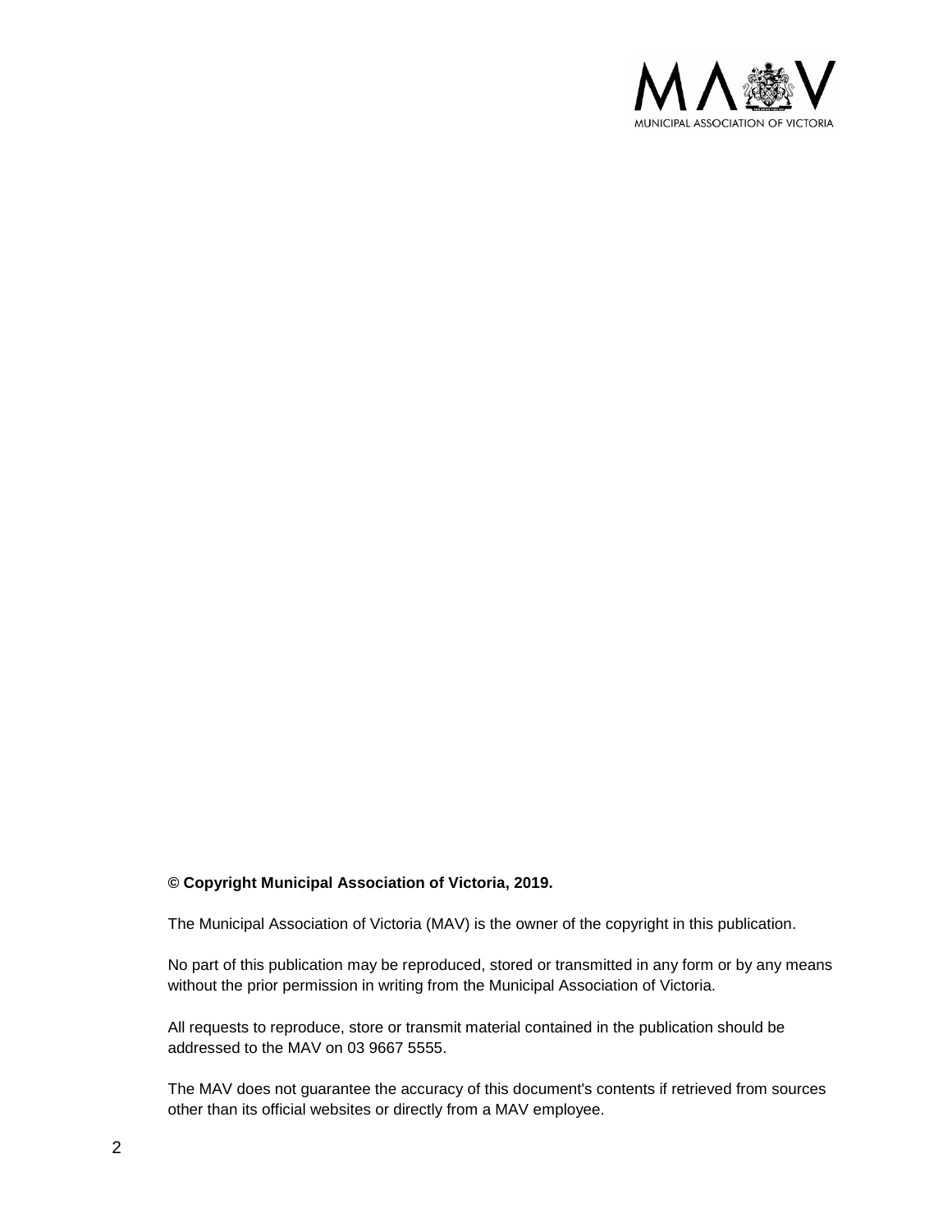**© Copyright Municipal Association of Victoria, 2019.**

The Municipal Association of Victoria (MAV) is the owner of the copyright in this publication.

No part of this publication may be reproduced, stored or transmitted in any form or by any means without the prior permission in writing from the Municipal Association of Victoria.

All requests to reproduce, store or transmit material contained in the publication should be addressed to the MAV on 03 9667 5555.

The MAV does not guarantee the accuracy of this document's contents if retrieved from sources other than its official websites or directly from a MAV employee.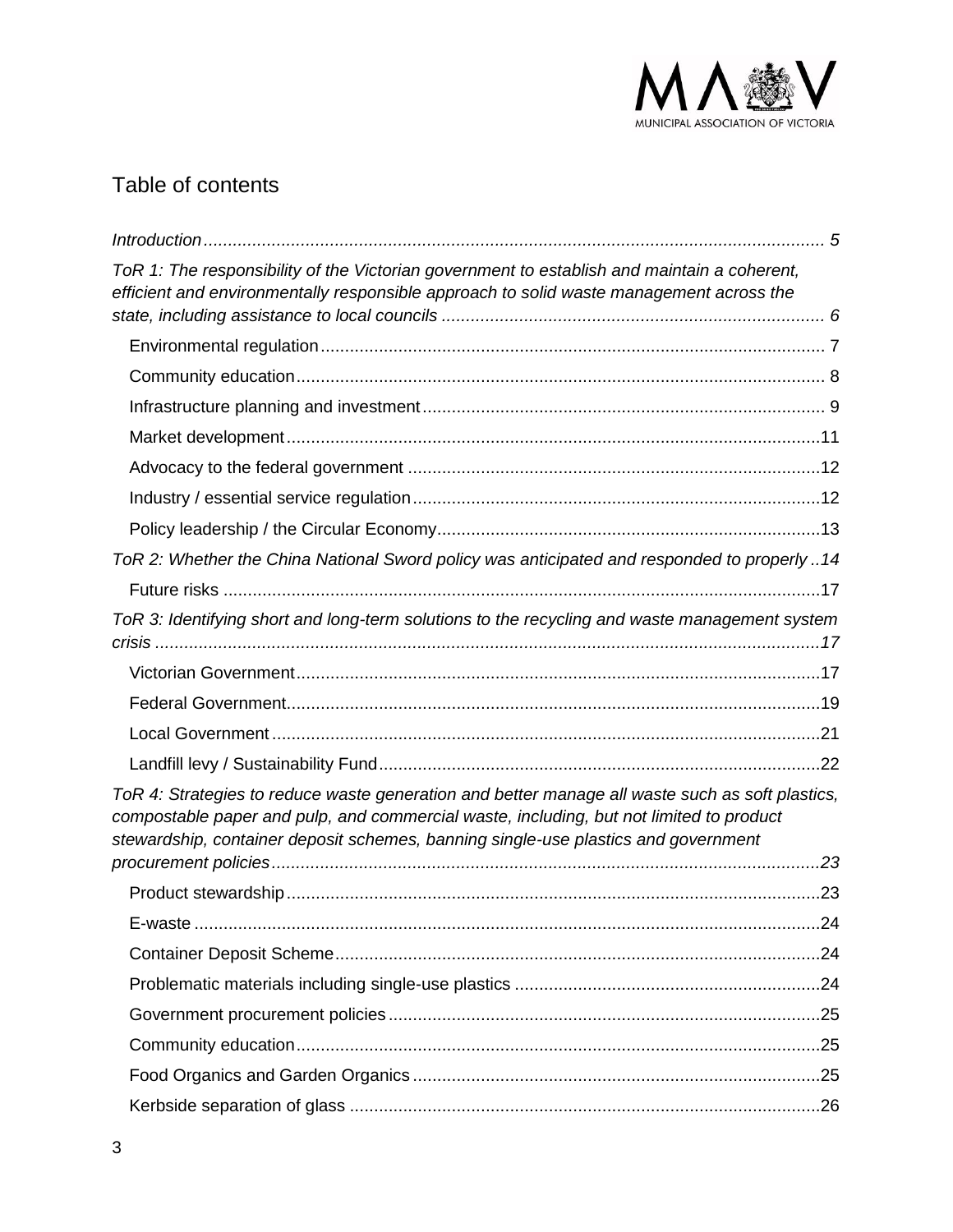## Table of contents

*Introduction* ... 5

*ToR 1: The responsibility of the Victorian government to establish and maintain a coherent, efficient and environmentally responsible approach to solid waste management across the state, including assistance to local councils* ... 6

- Environmental regulation ... 7
- Community education ... 8
- Infrastructure planning and investment ... 9
- Market development ... 11
- Advocacy to the federal government ... 12
- Industry / essential service regulation ... 12
- Policy leadership / the Circular Economy ... 13

*ToR 2: Whether the China National Sword policy was anticipated and responded to properly* ... 14

- Future risks ... 17

*ToR 3: Identifying short and long-term solutions to the recycling and waste management system crisis* ... 17

- Victorian Government ... 17
- Federal Government ... 19
- Local Government ... 21
- Landfill levy / Sustainability Fund ... 22

*ToR 4: Strategies to reduce waste generation and better manage all waste such as soft plastics, compostable paper and pulp, and commercial waste, including, but not limited to product stewardship, container deposit schemes, banning single-use plastics and government procurement policies* ... 23

- Product stewardship ... 23
- E-waste ... 24
- Container Deposit Scheme ... 24
- Problematic materials including single-use plastics ... 24
- Government procurement policies ... 25
- Community education ... 25
- Food Organics and Garden Organics ... 25
- Kerbside separation of glass ... 26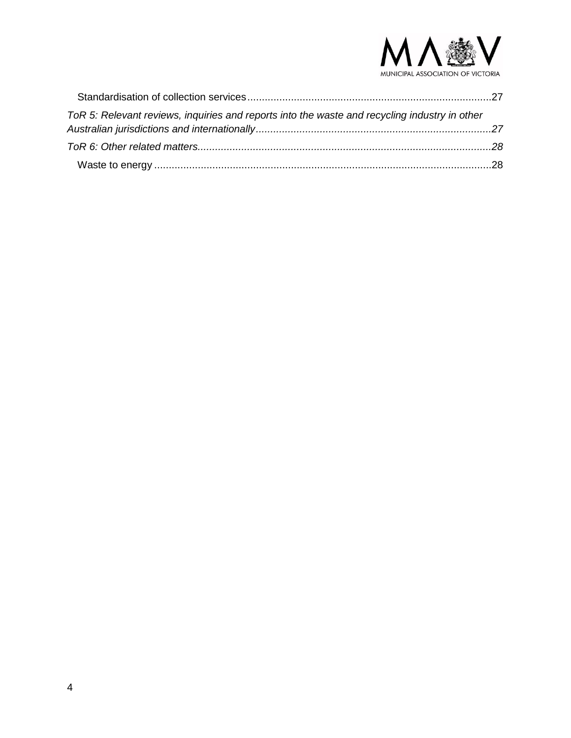Standardisation of collection services....................................................................................27

*ToR 5: Relevant reviews, inquiries and reports into the waste and recycling industry in other Australian jurisdictions and internationally.................................................................................27*

*ToR 6: Other related matters.....................................................................................................28*

Waste to energy ....................................................................................................................28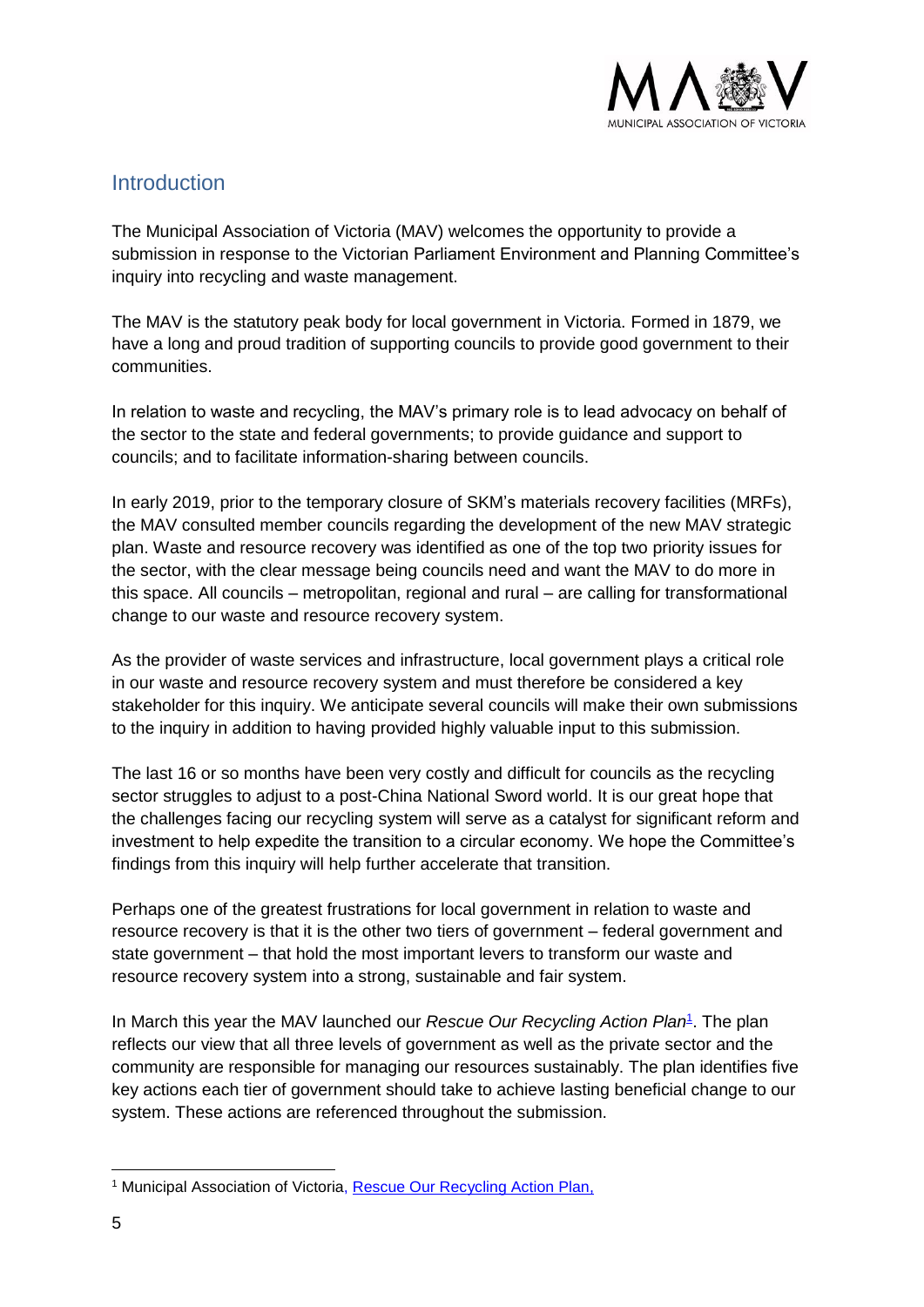## Introduction

The Municipal Association of Victoria (MAV) welcomes the opportunity to provide a submission in response to the Victorian Parliament Environment and Planning Committee's inquiry into recycling and waste management.

The MAV is the statutory peak body for local government in Victoria. Formed in 1879, we have a long and proud tradition of supporting councils to provide good government to their communities.

In relation to waste and recycling, the MAV's primary role is to lead advocacy on behalf of the sector to the state and federal governments; to provide guidance and support to councils; and to facilitate information-sharing between councils.

In early 2019, prior to the temporary closure of SKM's materials recovery facilities (MRFs), the MAV consulted member councils regarding the development of the new MAV strategic plan. Waste and resource recovery was identified as one of the top two priority issues for the sector, with the clear message being councils need and want the MAV to do more in this space. All councils – metropolitan, regional and rural – are calling for transformational change to our waste and resource recovery system.

As the provider of waste services and infrastructure, local government plays a critical role in our waste and resource recovery system and must therefore be considered a key stakeholder for this inquiry. We anticipate several councils will make their own submissions to the inquiry in addition to having provided highly valuable input to this submission.

The last 16 or so months have been very costly and difficult for councils as the recycling sector struggles to adjust to a post-China National Sword world. It is our great hope that the challenges facing our recycling system will serve as a catalyst for significant reform and investment to help expedite the transition to a circular economy. We hope the Committee's findings from this inquiry will help further accelerate that transition.

Perhaps one of the greatest frustrations for local government in relation to waste and resource recovery is that it is the other two tiers of government – federal government and state government – that hold the most important levers to transform our waste and resource recovery system into a strong, sustainable and fair system.

In March this year the MAV launched our *Rescue Our Recycling Action Plan*[1]. The plan reflects our view that all three levels of government as well as the private sector and the community are responsible for managing our resources sustainably. The plan identifies five key actions each tier of government should take to achieve lasting beneficial change to our system. These actions are referenced throughout the submission.

[1] Municipal Association of Victoria, Rescue Our Recycling Action Plan,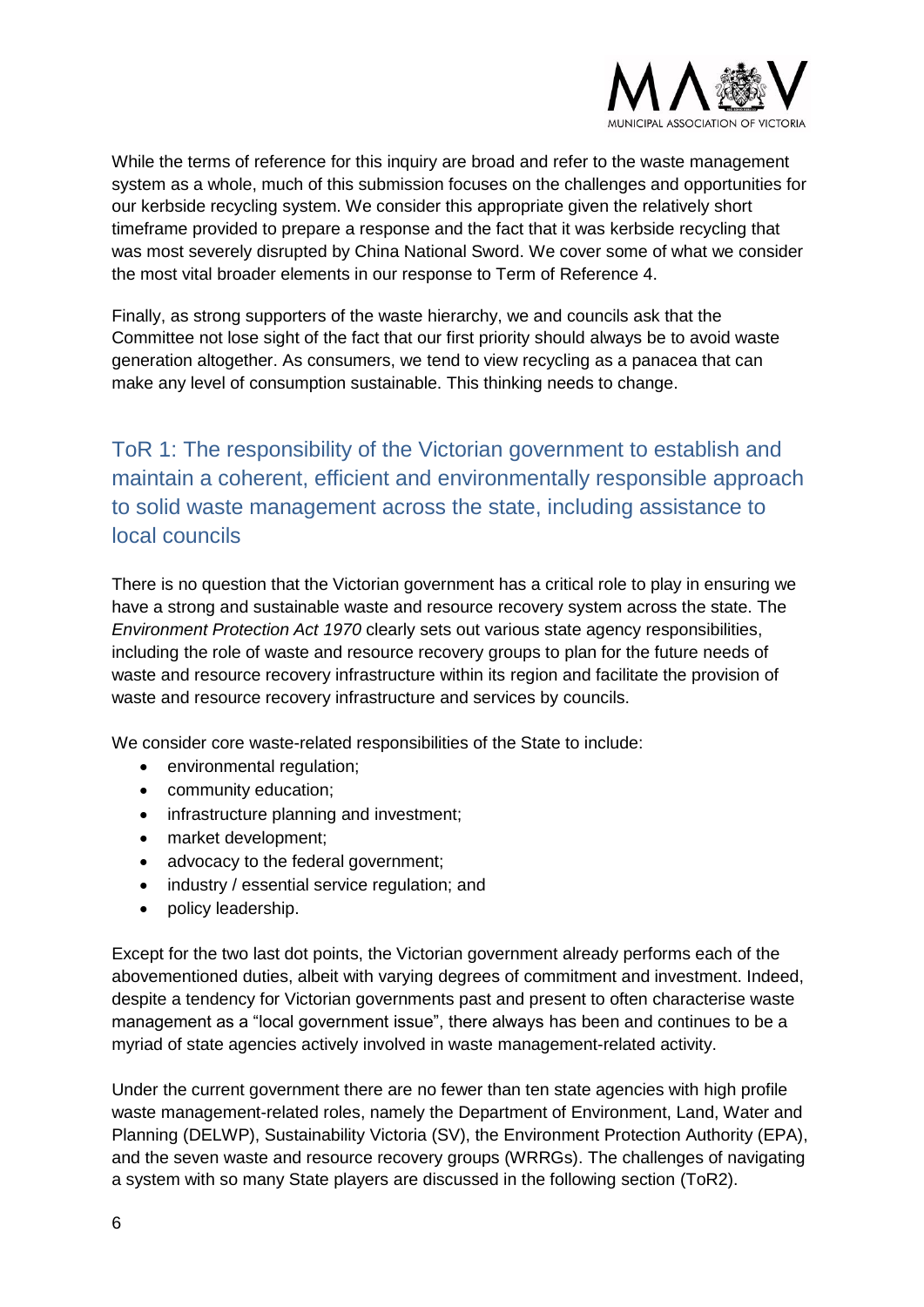While the terms of reference for this inquiry are broad and refer to the waste management system as a whole, much of this submission focuses on the challenges and opportunities for our kerbside recycling system. We consider this appropriate given the relatively short timeframe provided to prepare a response and the fact that it was kerbside recycling that was most severely disrupted by China National Sword. We cover some of what we consider the most vital broader elements in our response to Term of Reference 4.

Finally, as strong supporters of the waste hierarchy, we and councils ask that the Committee not lose sight of the fact that our first priority should always be to avoid waste generation altogether. As consumers, we tend to view recycling as a panacea that can make any level of consumption sustainable. This thinking needs to change.

## ToR 1: The responsibility of the Victorian government to establish and maintain a coherent, efficient and environmentally responsible approach to solid waste management across the state, including assistance to local councils

There is no question that the Victorian government has a critical role to play in ensuring we have a strong and sustainable waste and resource recovery system across the state. The *Environment Protection Act 1970* clearly sets out various state agency responsibilities, including the role of waste and resource recovery groups to plan for the future needs of waste and resource recovery infrastructure within its region and facilitate the provision of waste and resource recovery infrastructure and services by councils.

We consider core waste-related responsibilities of the State to include:

- environmental regulation;
- community education;
- infrastructure planning and investment;
- market development;
- advocacy to the federal government;
- industry / essential service regulation; and
- policy leadership.

Except for the two last dot points, the Victorian government already performs each of the abovementioned duties, albeit with varying degrees of commitment and investment. Indeed, despite a tendency for Victorian governments past and present to often characterise waste management as a "local government issue", there always has been and continues to be a myriad of state agencies actively involved in waste management-related activity.

Under the current government there are no fewer than ten state agencies with high profile waste management-related roles, namely the Department of Environment, Land, Water and Planning (DELWP), Sustainability Victoria (SV), the Environment Protection Authority (EPA), and the seven waste and resource recovery groups (WRRGs). The challenges of navigating a system with so many State players are discussed in the following section (ToR2).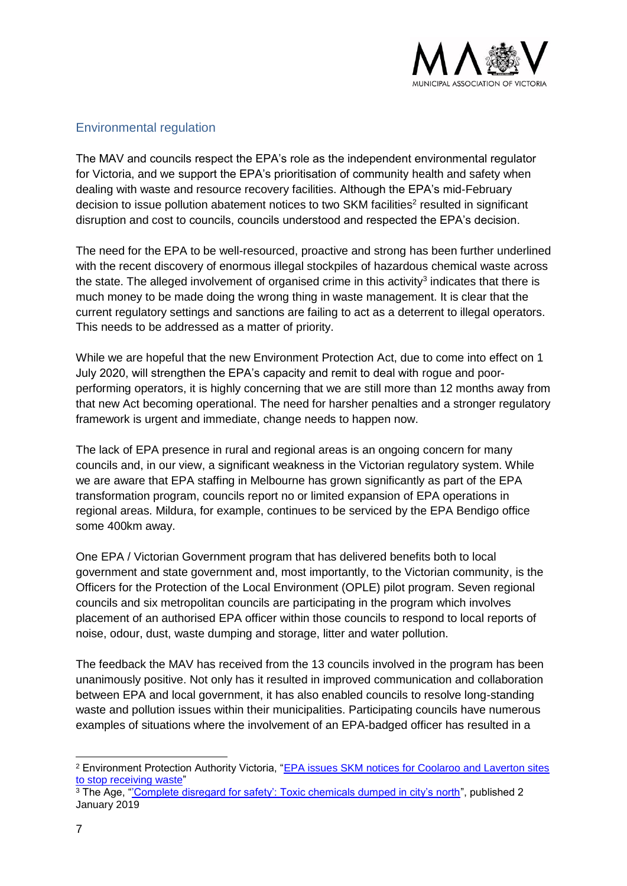## Environmental regulation

The MAV and councils respect the EPA's role as the independent environmental regulator for Victoria, and we support the EPA's prioritisation of community health and safety when dealing with waste and resource recovery facilities. Although the EPA's mid-February decision to issue pollution abatement notices to two SKM facilities[2] resulted in significant disruption and cost to councils, councils understood and respected the EPA's decision.

The need for the EPA to be well-resourced, proactive and strong has been further underlined with the recent discovery of enormous illegal stockpiles of hazardous chemical waste across the state. The alleged involvement of organised crime in this activity[3] indicates that there is much money to be made doing the wrong thing in waste management. It is clear that the current regulatory settings and sanctions are failing to act as a deterrent to illegal operators. This needs to be addressed as a matter of priority.

While we are hopeful that the new Environment Protection Act, due to come into effect on 1 July 2020, will strengthen the EPA's capacity and remit to deal with rogue and poor-performing operators, it is highly concerning that we are still more than 12 months away from that new Act becoming operational. The need for harsher penalties and a stronger regulatory framework is urgent and immediate, change needs to happen now.

The lack of EPA presence in rural and regional areas is an ongoing concern for many councils and, in our view, a significant weakness in the Victorian regulatory system. While we are aware that EPA staffing in Melbourne has grown significantly as part of the EPA transformation program, councils report no or limited expansion of EPA operations in regional areas. Mildura, for example, continues to be serviced by the EPA Bendigo office some 400km away.

One EPA / Victorian Government program that has delivered benefits both to local government and state government and, most importantly, to the Victorian community, is the Officers for the Protection of the Local Environment (OPLE) pilot program. Seven regional councils and six metropolitan councils are participating in the program which involves placement of an authorised EPA officer within those councils to respond to local reports of noise, odour, dust, waste dumping and storage, litter and water pollution.

The feedback the MAV has received from the 13 councils involved in the program has been unanimously positive. Not only has it resulted in improved communication and collaboration between EPA and local government, it has also enabled councils to resolve long-standing waste and pollution issues within their municipalities. Participating councils have numerous examples of situations where the involvement of an EPA-badged officer has resulted in a

---

[2] Environment Protection Authority Victoria, "EPA issues SKM notices for Coolaroo and Laverton sites to stop receiving waste"

[3] The Age, "'Complete disregard for safety': Toxic chemicals dumped in city's north", published 2 January 2019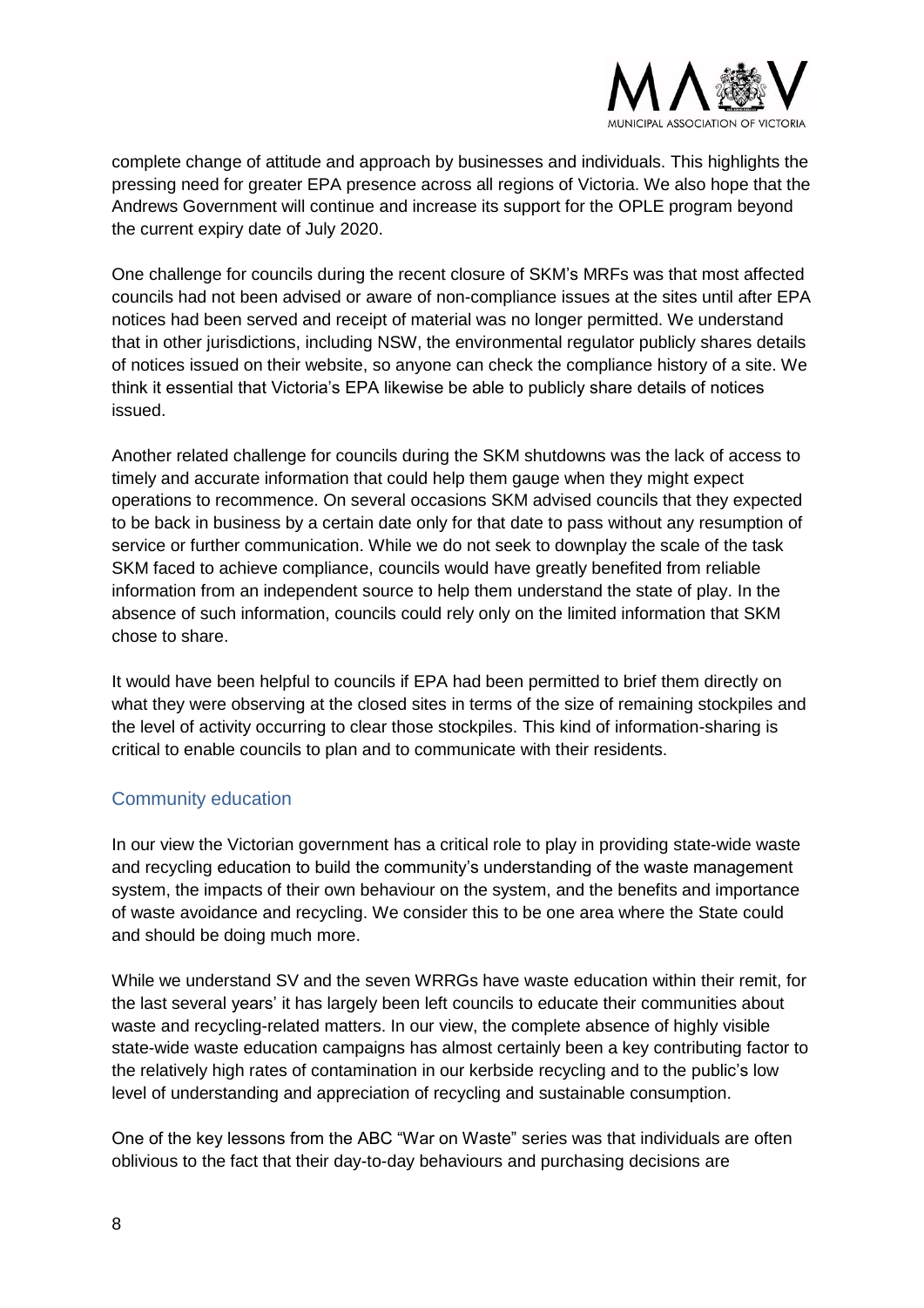complete change of attitude and approach by businesses and individuals. This highlights the pressing need for greater EPA presence across all regions of Victoria. We also hope that the Andrews Government will continue and increase its support for the OPLE program beyond the current expiry date of July 2020.

One challenge for councils during the recent closure of SKM's MRFs was that most affected councils had not been advised or aware of non-compliance issues at the sites until after EPA notices had been served and receipt of material was no longer permitted. We understand that in other jurisdictions, including NSW, the environmental regulator publicly shares details of notices issued on their website, so anyone can check the compliance history of a site. We think it essential that Victoria's EPA likewise be able to publicly share details of notices issued.

Another related challenge for councils during the SKM shutdowns was the lack of access to timely and accurate information that could help them gauge when they might expect operations to recommence. On several occasions SKM advised councils that they expected to be back in business by a certain date only for that date to pass without any resumption of service or further communication. While we do not seek to downplay the scale of the task SKM faced to achieve compliance, councils would have greatly benefited from reliable information from an independent source to help them understand the state of play. In the absence of such information, councils could rely only on the limited information that SKM chose to share.

It would have been helpful to councils if EPA had been permitted to brief them directly on what they were observing at the closed sites in terms of the size of remaining stockpiles and the level of activity occurring to clear those stockpiles. This kind of information-sharing is critical to enable councils to plan and to communicate with their residents.

## Community education

In our view the Victorian government has a critical role to play in providing state-wide waste and recycling education to build the community's understanding of the waste management system, the impacts of their own behaviour on the system, and the benefits and importance of waste avoidance and recycling. We consider this to be one area where the State could and should be doing much more.

While we understand SV and the seven WRRGs have waste education within their remit, for the last several years' it has largely been left councils to educate their communities about waste and recycling-related matters. In our view, the complete absence of highly visible state-wide waste education campaigns has almost certainly been a key contributing factor to the relatively high rates of contamination in our kerbside recycling and to the public's low level of understanding and appreciation of recycling and sustainable consumption.

One of the key lessons from the ABC "War on Waste" series was that individuals are often oblivious to the fact that their day-to-day behaviours and purchasing decisions are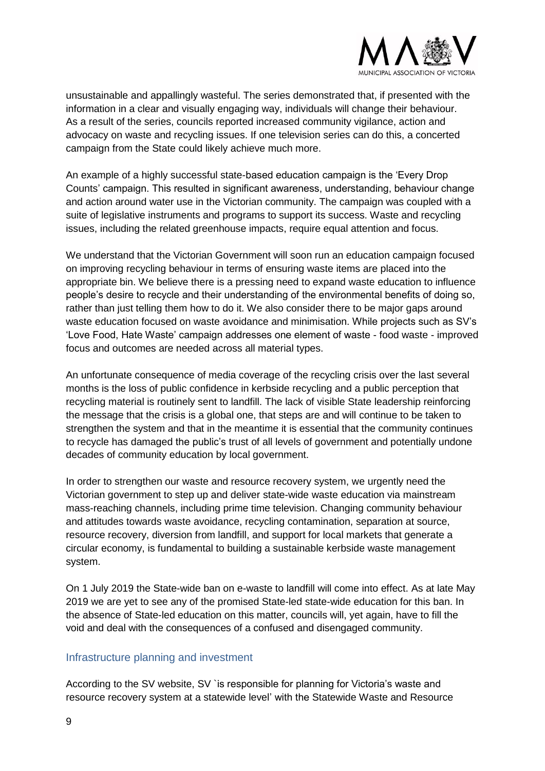unsustainable and appallingly wasteful. The series demonstrated that, if presented with the information in a clear and visually engaging way, individuals will change their behaviour. As a result of the series, councils reported increased community vigilance, action and advocacy on waste and recycling issues. If one television series can do this, a concerted campaign from the State could likely achieve much more.

An example of a highly successful state-based education campaign is the 'Every Drop Counts' campaign. This resulted in significant awareness, understanding, behaviour change and action around water use in the Victorian community. The campaign was coupled with a suite of legislative instruments and programs to support its success. Waste and recycling issues, including the related greenhouse impacts, require equal attention and focus.

We understand that the Victorian Government will soon run an education campaign focused on improving recycling behaviour in terms of ensuring waste items are placed into the appropriate bin. We believe there is a pressing need to expand waste education to influence people's desire to recycle and their understanding of the environmental benefits of doing so, rather than just telling them how to do it. We also consider there to be major gaps around waste education focused on waste avoidance and minimisation. While projects such as SV's 'Love Food, Hate Waste' campaign addresses one element of waste - food waste - improved focus and outcomes are needed across all material types.

An unfortunate consequence of media coverage of the recycling crisis over the last several months is the loss of public confidence in kerbside recycling and a public perception that recycling material is routinely sent to landfill. The lack of visible State leadership reinforcing the message that the crisis is a global one, that steps are and will continue to be taken to strengthen the system and that in the meantime it is essential that the community continues to recycle has damaged the public's trust of all levels of government and potentially undone decades of community education by local government.

In order to strengthen our waste and resource recovery system, we urgently need the Victorian government to step up and deliver state-wide waste education via mainstream mass-reaching channels, including prime time television. Changing community behaviour and attitudes towards waste avoidance, recycling contamination, separation at source, resource recovery, diversion from landfill, and support for local markets that generate a circular economy, is fundamental to building a sustainable kerbside waste management system.

On 1 July 2019 the State-wide ban on e-waste to landfill will come into effect. As at late May 2019 we are yet to see any of the promised State-led state-wide education for this ban. In the absence of State-led education on this matter, councils will, yet again, have to fill the void and deal with the consequences of a confused and disengaged community.

## Infrastructure planning and investment

According to the SV website, SV `is responsible for planning for Victoria's waste and resource recovery system at a statewide level' with the Statewide Waste and Resource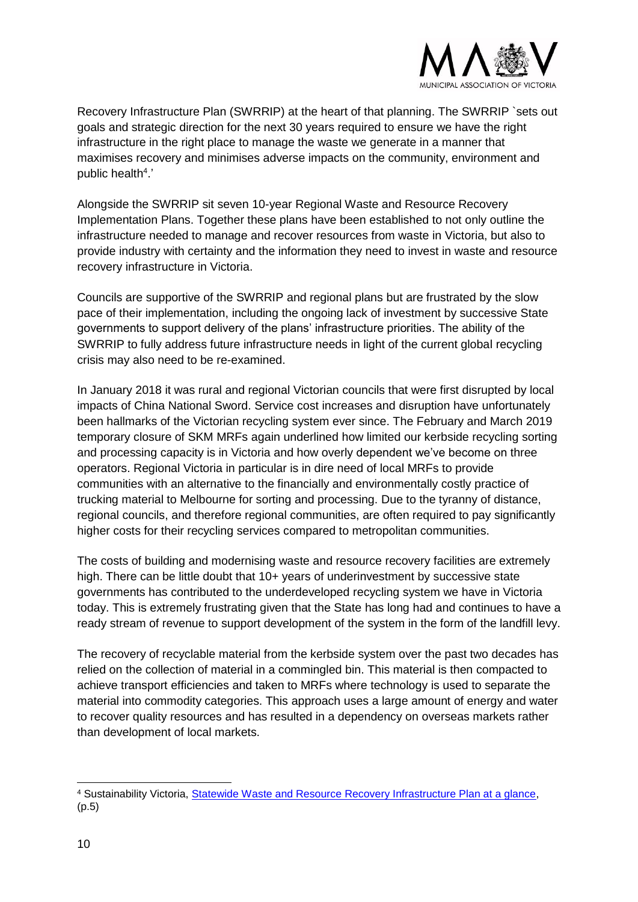Recovery Infrastructure Plan (SWRRIP) at the heart of that planning. The SWRRIP `sets out goals and strategic direction for the next 30 years required to ensure we have the right infrastructure in the right place to manage the waste we generate in a manner that maximises recovery and minimises adverse impacts on the community, environment and public health[4].'

Alongside the SWRRIP sit seven 10-year Regional Waste and Resource Recovery Implementation Plans. Together these plans have been established to not only outline the infrastructure needed to manage and recover resources from waste in Victoria, but also to provide industry with certainty and the information they need to invest in waste and resource recovery infrastructure in Victoria.

Councils are supportive of the SWRRIP and regional plans but are frustrated by the slow pace of their implementation, including the ongoing lack of investment by successive State governments to support delivery of the plans' infrastructure priorities. The ability of the SWRRIP to fully address future infrastructure needs in light of the current global recycling crisis may also need to be re-examined.

In January 2018 it was rural and regional Victorian councils that were first disrupted by local impacts of China National Sword. Service cost increases and disruption have unfortunately been hallmarks of the Victorian recycling system ever since. The February and March 2019 temporary closure of SKM MRFs again underlined how limited our kerbside recycling sorting and processing capacity is in Victoria and how overly dependent we've become on three operators. Regional Victoria in particular is in dire need of local MRFs to provide communities with an alternative to the financially and environmentally costly practice of trucking material to Melbourne for sorting and processing. Due to the tyranny of distance, regional councils, and therefore regional communities, are often required to pay significantly higher costs for their recycling services compared to metropolitan communities.

The costs of building and modernising waste and resource recovery facilities are extremely high. There can be little doubt that 10+ years of underinvestment by successive state governments has contributed to the underdeveloped recycling system we have in Victoria today. This is extremely frustrating given that the State has long had and continues to have a ready stream of revenue to support development of the system in the form of the landfill levy.

The recovery of recyclable material from the kerbside system over the past two decades has relied on the collection of material in a commingled bin. This material is then compacted to achieve transport efficiencies and taken to MRFs where technology is used to separate the material into commodity categories. This approach uses a large amount of energy and water to recover quality resources and has resulted in a dependency on overseas markets rather than development of local markets.

---

[4] Sustainability Victoria, Statewide Waste and Resource Recovery Infrastructure Plan at a glance, (p.5)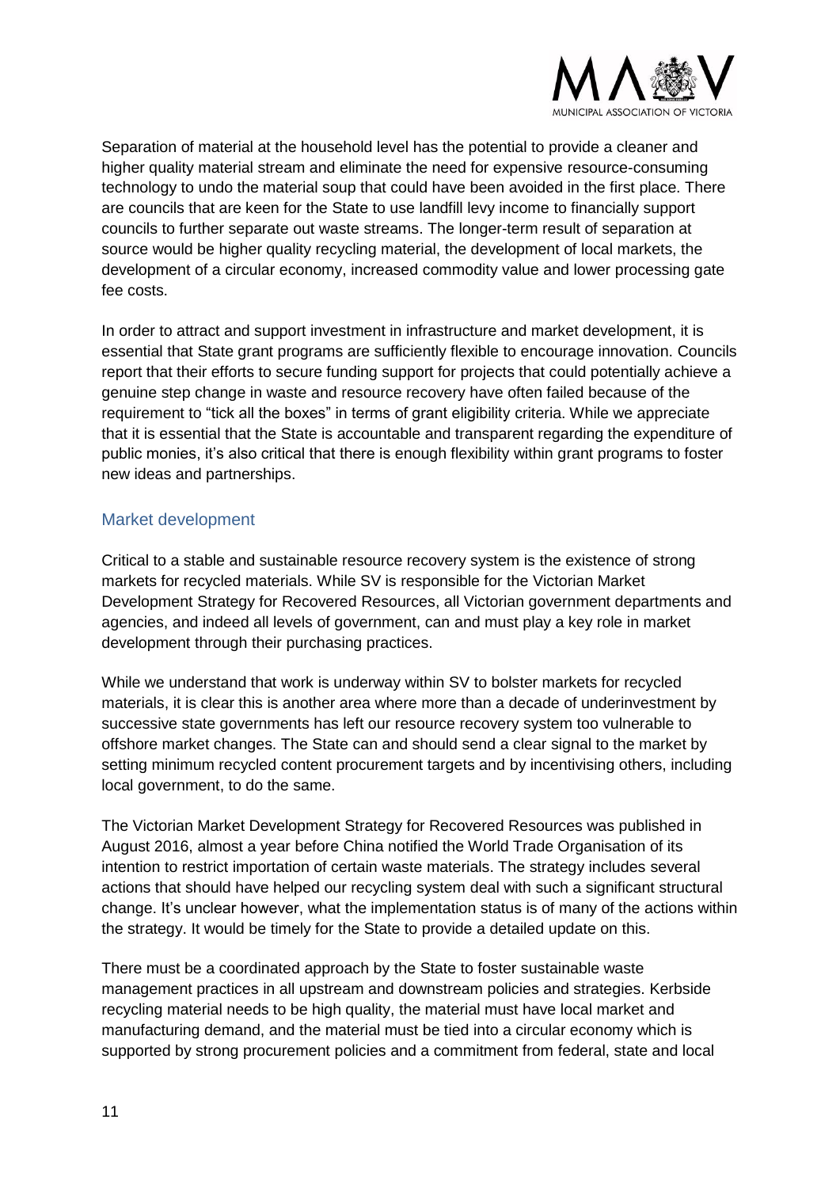Separation of material at the household level has the potential to provide a cleaner and higher quality material stream and eliminate the need for expensive resource-consuming technology to undo the material soup that could have been avoided in the first place. There are councils that are keen for the State to use landfill levy income to financially support councils to further separate out waste streams. The longer-term result of separation at source would be higher quality recycling material, the development of local markets, the development of a circular economy, increased commodity value and lower processing gate fee costs.

In order to attract and support investment in infrastructure and market development, it is essential that State grant programs are sufficiently flexible to encourage innovation. Councils report that their efforts to secure funding support for projects that could potentially achieve a genuine step change in waste and resource recovery have often failed because of the requirement to "tick all the boxes" in terms of grant eligibility criteria. While we appreciate that it is essential that the State is accountable and transparent regarding the expenditure of public monies, it's also critical that there is enough flexibility within grant programs to foster new ideas and partnerships.

## Market development

Critical to a stable and sustainable resource recovery system is the existence of strong markets for recycled materials. While SV is responsible for the Victorian Market Development Strategy for Recovered Resources, all Victorian government departments and agencies, and indeed all levels of government, can and must play a key role in market development through their purchasing practices.

While we understand that work is underway within SV to bolster markets for recycled materials, it is clear this is another area where more than a decade of underinvestment by successive state governments has left our resource recovery system too vulnerable to offshore market changes. The State can and should send a clear signal to the market by setting minimum recycled content procurement targets and by incentivising others, including local government, to do the same.

The Victorian Market Development Strategy for Recovered Resources was published in August 2016, almost a year before China notified the World Trade Organisation of its intention to restrict importation of certain waste materials. The strategy includes several actions that should have helped our recycling system deal with such a significant structural change. It's unclear however, what the implementation status is of many of the actions within the strategy. It would be timely for the State to provide a detailed update on this.

There must be a coordinated approach by the State to foster sustainable waste management practices in all upstream and downstream policies and strategies. Kerbside recycling material needs to be high quality, the material must have local market and manufacturing demand, and the material must be tied into a circular economy which is supported by strong procurement policies and a commitment from federal, state and local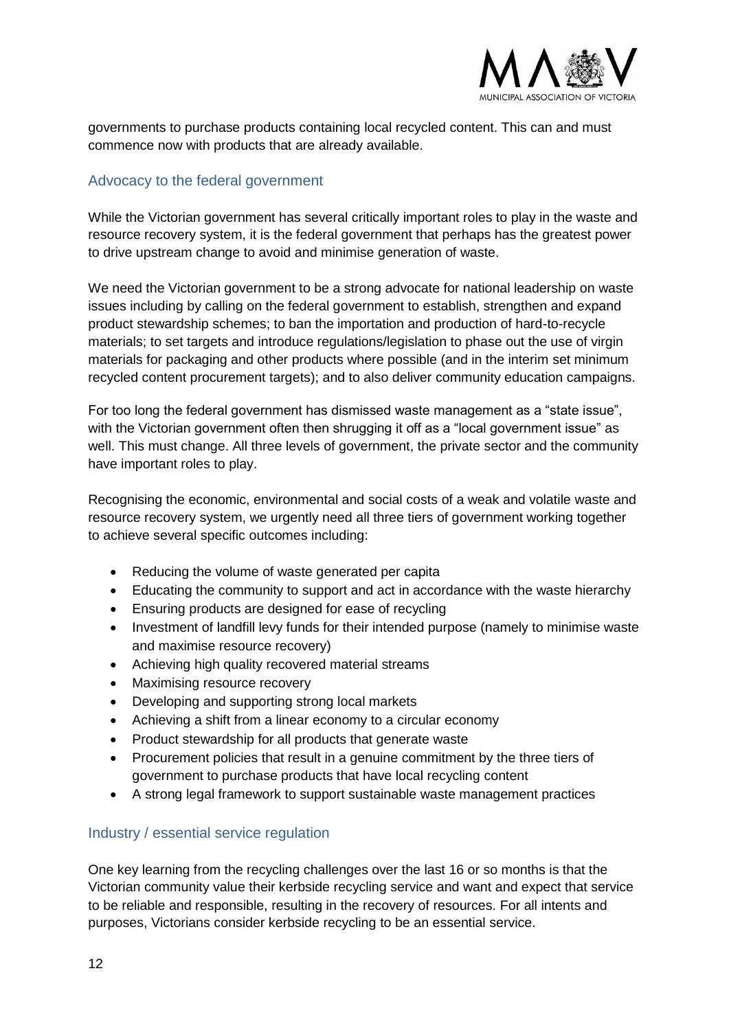governments to purchase products containing local recycled content. This can and must commence now with products that are already available.

## Advocacy to the federal government

While the Victorian government has several critically important roles to play in the waste and resource recovery system, it is the federal government that perhaps has the greatest power to drive upstream change to avoid and minimise generation of waste.

We need the Victorian government to be a strong advocate for national leadership on waste issues including by calling on the federal government to establish, strengthen and expand product stewardship schemes; to ban the importation and production of hard-to-recycle materials; to set targets and introduce regulations/legislation to phase out the use of virgin materials for packaging and other products where possible (and in the interim set minimum recycled content procurement targets); and to also deliver community education campaigns.

For too long the federal government has dismissed waste management as a "state issue", with the Victorian government often then shrugging it off as a "local government issue" as well. This must change. All three levels of government, the private sector and the community have important roles to play.

Recognising the economic, environmental and social costs of a weak and volatile waste and resource recovery system, we urgently need all three tiers of government working together to achieve several specific outcomes including:

- Reducing the volume of waste generated per capita
- Educating the community to support and act in accordance with the waste hierarchy
- Ensuring products are designed for ease of recycling
- Investment of landfill levy funds for their intended purpose (namely to minimise waste and maximise resource recovery)
- Achieving high quality recovered material streams
- Maximising resource recovery
- Developing and supporting strong local markets
- Achieving a shift from a linear economy to a circular economy
- Product stewardship for all products that generate waste
- Procurement policies that result in a genuine commitment by the three tiers of government to purchase products that have local recycling content
- A strong legal framework to support sustainable waste management practices

## Industry / essential service regulation

One key learning from the recycling challenges over the last 16 or so months is that the Victorian community value their kerbside recycling service and want and expect that service to be reliable and responsible, resulting in the recovery of resources. For all intents and purposes, Victorians consider kerbside recycling to be an essential service.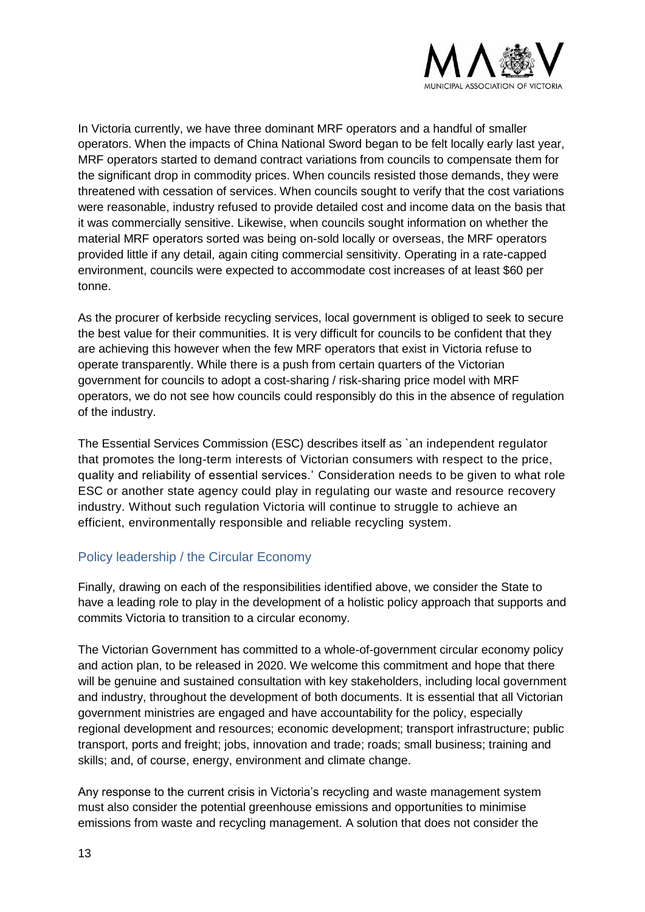In Victoria currently, we have three dominant MRF operators and a handful of smaller operators. When the impacts of China National Sword began to be felt locally early last year, MRF operators started to demand contract variations from councils to compensate them for the significant drop in commodity prices. When councils resisted those demands, they were threatened with cessation of services. When councils sought to verify that the cost variations were reasonable, industry refused to provide detailed cost and income data on the basis that it was commercially sensitive. Likewise, when councils sought information on whether the material MRF operators sorted was being on-sold locally or overseas, the MRF operators provided little if any detail, again citing commercial sensitivity. Operating in a rate-capped environment, councils were expected to accommodate cost increases of at least $60 per tonne.

As the procurer of kerbside recycling services, local government is obliged to seek to secure the best value for their communities. It is very difficult for councils to be confident that they are achieving this however when the few MRF operators that exist in Victoria refuse to operate transparently. While there is a push from certain quarters of the Victorian government for councils to adopt a cost-sharing / risk-sharing price model with MRF operators, we do not see how councils could responsibly do this in the absence of regulation of the industry.

The Essential Services Commission (ESC) describes itself as `an independent regulator that promotes the long-term interests of Victorian consumers with respect to the price, quality and reliability of essential services.' Consideration needs to be given to what role ESC or another state agency could play in regulating our waste and resource recovery industry. Without such regulation Victoria will continue to struggle to achieve an efficient, environmentally responsible and reliable recycling system.

## Policy leadership / the Circular Economy

Finally, drawing on each of the responsibilities identified above, we consider the State to have a leading role to play in the development of a holistic policy approach that supports and commits Victoria to transition to a circular economy.

The Victorian Government has committed to a whole-of-government circular economy policy and action plan, to be released in 2020. We welcome this commitment and hope that there will be genuine and sustained consultation with key stakeholders, including local government and industry, throughout the development of both documents. It is essential that all Victorian government ministries are engaged and have accountability for the policy, especially regional development and resources; economic development; transport infrastructure; public transport, ports and freight; jobs, innovation and trade; roads; small business; training and skills; and, of course, energy, environment and climate change.

Any response to the current crisis in Victoria's recycling and waste management system must also consider the potential greenhouse emissions and opportunities to minimise emissions from waste and recycling management. A solution that does not consider the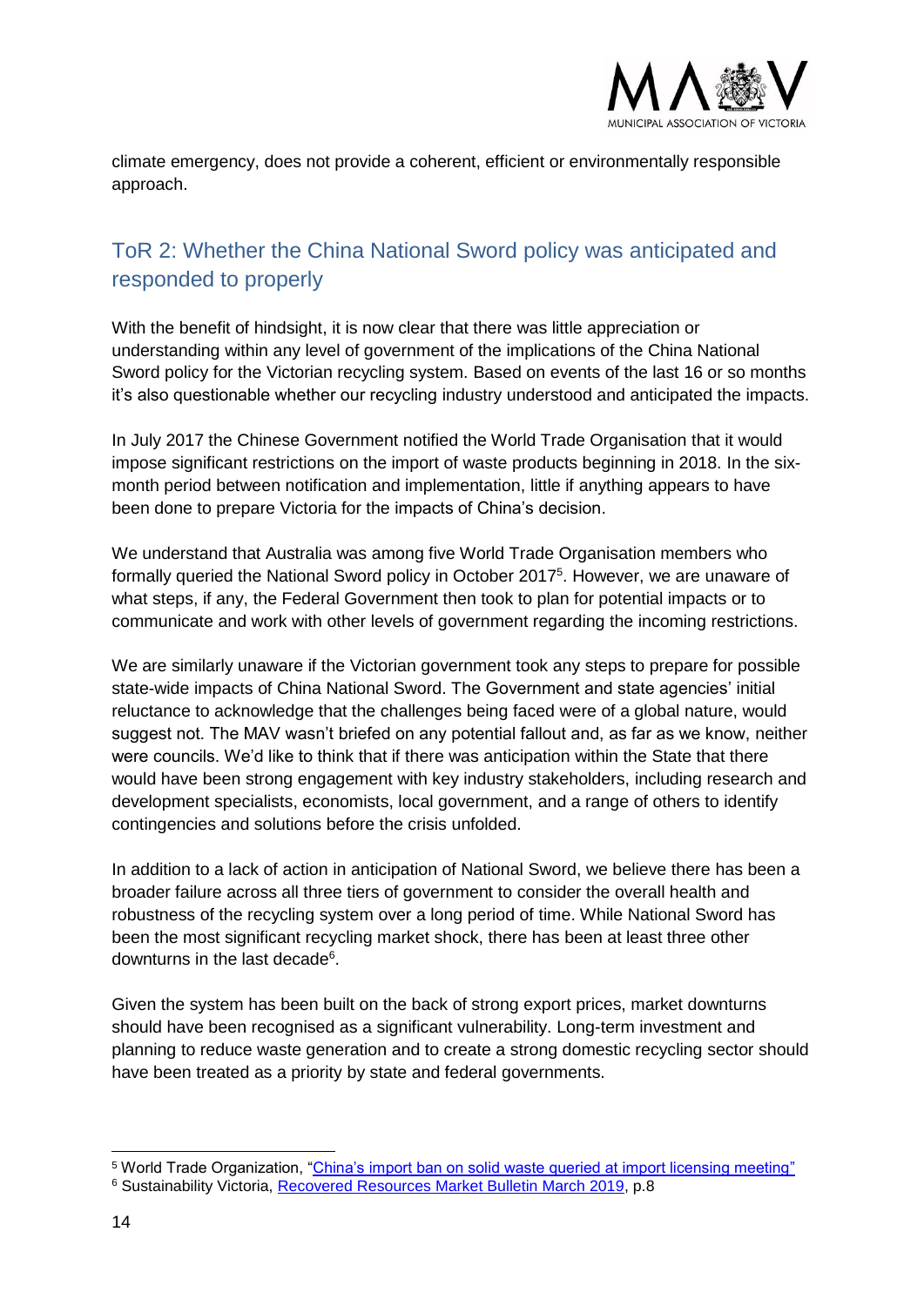climate emergency, does not provide a coherent, efficient or environmentally responsible approach.

## ToR 2: Whether the China National Sword policy was anticipated and responded to properly

With the benefit of hindsight, it is now clear that there was little appreciation or understanding within any level of government of the implications of the China National Sword policy for the Victorian recycling system. Based on events of the last 16 or so months it's also questionable whether our recycling industry understood and anticipated the impacts.

In July 2017 the Chinese Government notified the World Trade Organisation that it would impose significant restrictions on the import of waste products beginning in 2018. In the six-month period between notification and implementation, little if anything appears to have been done to prepare Victoria for the impacts of China's decision.

We understand that Australia was among five World Trade Organisation members who formally queried the National Sword policy in October 2017[5]. However, we are unaware of what steps, if any, the Federal Government then took to plan for potential impacts or to communicate and work with other levels of government regarding the incoming restrictions.

We are similarly unaware if the Victorian government took any steps to prepare for possible state-wide impacts of China National Sword. The Government and state agencies' initial reluctance to acknowledge that the challenges being faced were of a global nature, would suggest not. The MAV wasn't briefed on any potential fallout and, as far as we know, neither were councils. We'd like to think that if there was anticipation within the State that there would have been strong engagement with key industry stakeholders, including research and development specialists, economists, local government, and a range of others to identify contingencies and solutions before the crisis unfolded.

In addition to a lack of action in anticipation of National Sword, we believe there has been a broader failure across all three tiers of government to consider the overall health and robustness of the recycling system over a long period of time. While National Sword has been the most significant recycling market shock, there has been at least three other downturns in the last decade[6].

Given the system has been built on the back of strong export prices, market downturns should have been recognised as a significant vulnerability. Long-term investment and planning to reduce waste generation and to create a strong domestic recycling sector should have been treated as a priority by state and federal governments.

---

[5] World Trade Organization, "China's import ban on solid waste queried at import licensing meeting"

[6] Sustainability Victoria, Recovered Resources Market Bulletin March 2019, p.8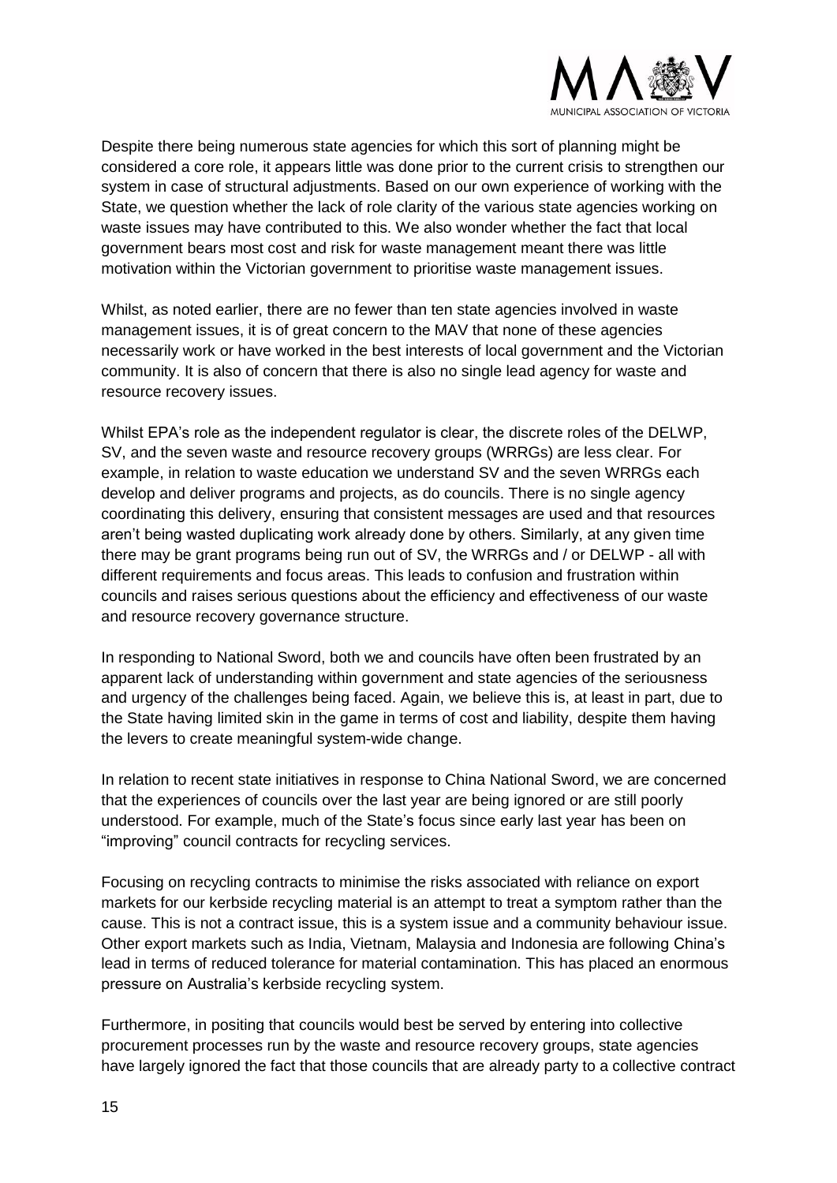Despite there being numerous state agencies for which this sort of planning might be considered a core role, it appears little was done prior to the current crisis to strengthen our system in case of structural adjustments. Based on our own experience of working with the State, we question whether the lack of role clarity of the various state agencies working on waste issues may have contributed to this. We also wonder whether the fact that local government bears most cost and risk for waste management meant there was little motivation within the Victorian government to prioritise waste management issues.

Whilst, as noted earlier, there are no fewer than ten state agencies involved in waste management issues, it is of great concern to the MAV that none of these agencies necessarily work or have worked in the best interests of local government and the Victorian community. It is also of concern that there is also no single lead agency for waste and resource recovery issues.

Whilst EPA's role as the independent regulator is clear, the discrete roles of the DELWP, SV, and the seven waste and resource recovery groups (WRRGs) are less clear. For example, in relation to waste education we understand SV and the seven WRRGs each develop and deliver programs and projects, as do councils. There is no single agency coordinating this delivery, ensuring that consistent messages are used and that resources aren't being wasted duplicating work already done by others. Similarly, at any given time there may be grant programs being run out of SV, the WRRGs and / or DELWP - all with different requirements and focus areas. This leads to confusion and frustration within councils and raises serious questions about the efficiency and effectiveness of our waste and resource recovery governance structure.

In responding to National Sword, both we and councils have often been frustrated by an apparent lack of understanding within government and state agencies of the seriousness and urgency of the challenges being faced. Again, we believe this is, at least in part, due to the State having limited skin in the game in terms of cost and liability, despite them having the levers to create meaningful system-wide change.

In relation to recent state initiatives in response to China National Sword, we are concerned that the experiences of councils over the last year are being ignored or are still poorly understood. For example, much of the State's focus since early last year has been on "improving" council contracts for recycling services.

Focusing on recycling contracts to minimise the risks associated with reliance on export markets for our kerbside recycling material is an attempt to treat a symptom rather than the cause. This is not a contract issue, this is a system issue and a community behaviour issue. Other export markets such as India, Vietnam, Malaysia and Indonesia are following China's lead in terms of reduced tolerance for material contamination. This has placed an enormous pressure on Australia's kerbside recycling system.

Furthermore, in positing that councils would best be served by entering into collective procurement processes run by the waste and resource recovery groups, state agencies have largely ignored the fact that those councils that are already party to a collective contract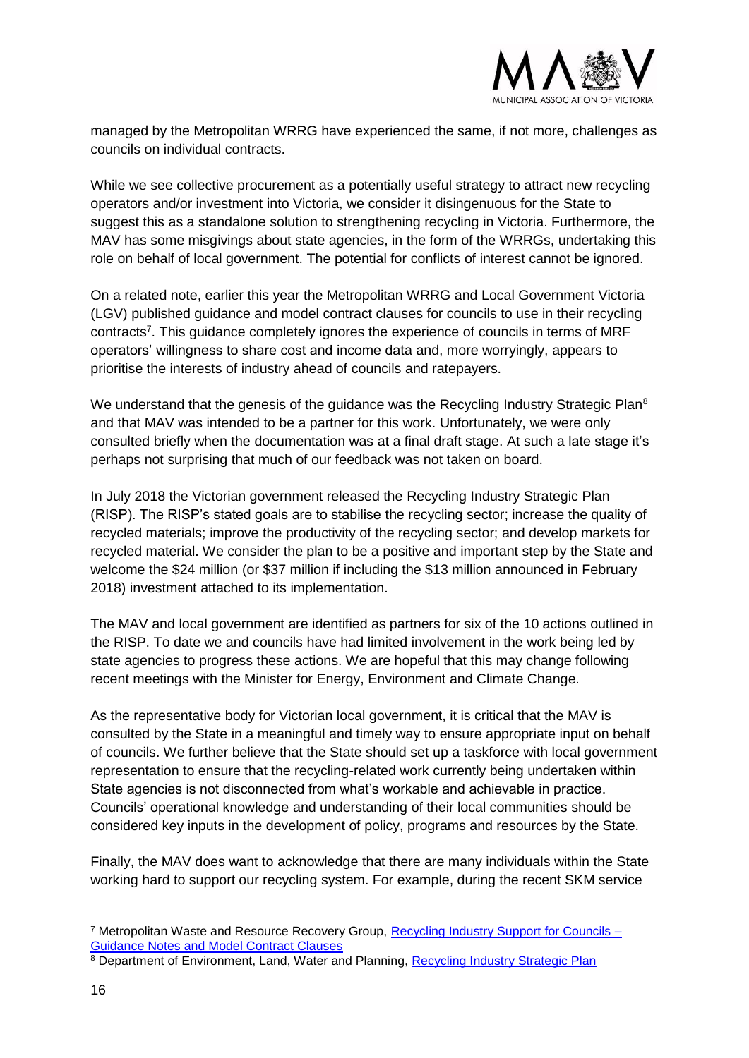managed by the Metropolitan WRRG have experienced the same, if not more, challenges as councils on individual contracts.

While we see collective procurement as a potentially useful strategy to attract new recycling operators and/or investment into Victoria, we consider it disingenuous for the State to suggest this as a standalone solution to strengthening recycling in Victoria. Furthermore, the MAV has some misgivings about state agencies, in the form of the WRRGs, undertaking this role on behalf of local government. The potential for conflicts of interest cannot be ignored.

On a related note, earlier this year the Metropolitan WRRG and Local Government Victoria (LGV) published guidance and model contract clauses for councils to use in their recycling contracts[7]. This guidance completely ignores the experience of councils in terms of MRF operators' willingness to share cost and income data and, more worryingly, appears to prioritise the interests of industry ahead of councils and ratepayers.

We understand that the genesis of the guidance was the Recycling Industry Strategic Plan[8] and that MAV was intended to be a partner for this work. Unfortunately, we were only consulted briefly when the documentation was at a final draft stage. At such a late stage it's perhaps not surprising that much of our feedback was not taken on board.

In July 2018 the Victorian government released the Recycling Industry Strategic Plan (RISP). The RISP's stated goals are to stabilise the recycling sector; increase the quality of recycled materials; improve the productivity of the recycling sector; and develop markets for recycled material. We consider the plan to be a positive and important step by the State and welcome the $24 million (or $37 million if including the $13 million announced in February 2018) investment attached to its implementation.

The MAV and local government are identified as partners for six of the 10 actions outlined in the RISP. To date we and councils have had limited involvement in the work being led by state agencies to progress these actions. We are hopeful that this may change following recent meetings with the Minister for Energy, Environment and Climate Change.

As the representative body for Victorian local government, it is critical that the MAV is consulted by the State in a meaningful and timely way to ensure appropriate input on behalf of councils. We further believe that the State should set up a taskforce with local government representation to ensure that the recycling-related work currently being undertaken within State agencies is not disconnected from what's workable and achievable in practice. Councils' operational knowledge and understanding of their local communities should be considered key inputs in the development of policy, programs and resources by the State.

Finally, the MAV does want to acknowledge that there are many individuals within the State working hard to support our recycling system. For example, during the recent SKM service

---

[7] Metropolitan Waste and Resource Recovery Group, Recycling Industry Support for Councils – Guidance Notes and Model Contract Clauses

[8] Department of Environment, Land, Water and Planning, Recycling Industry Strategic Plan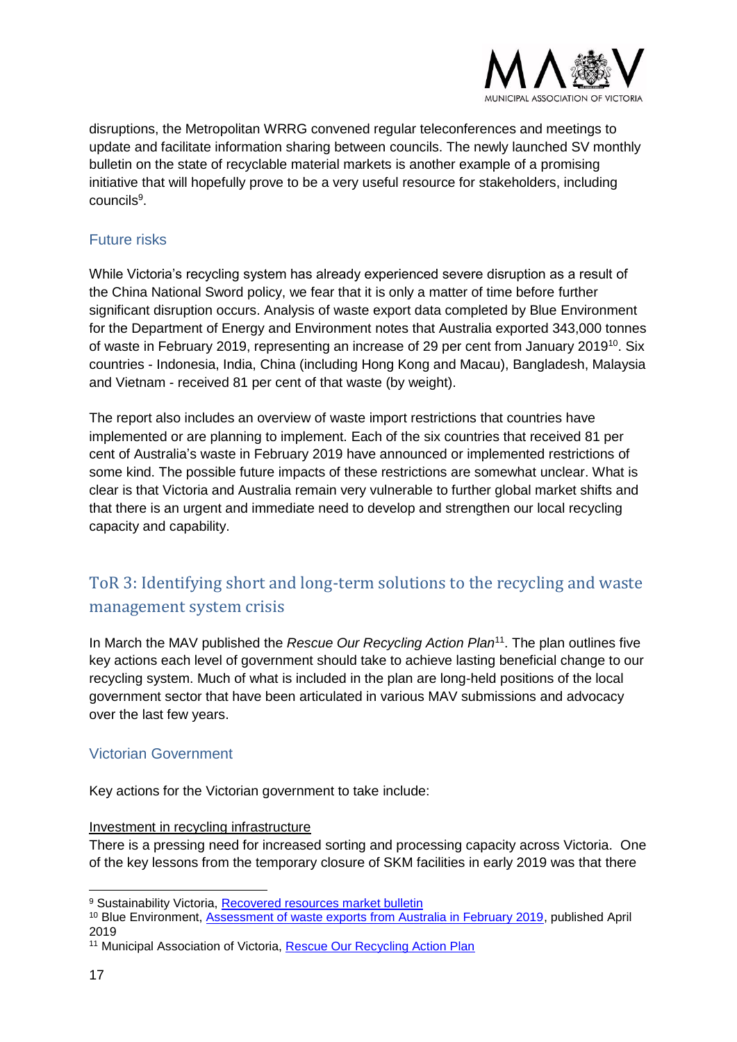disruptions, the Metropolitan WRRG convened regular teleconferences and meetings to update and facilitate information sharing between councils. The newly launched SV monthly bulletin on the state of recyclable material markets is another example of a promising initiative that will hopefully prove to be a very useful resource for stakeholders, including councils[9].

### Future risks

While Victoria's recycling system has already experienced severe disruption as a result of the China National Sword policy, we fear that it is only a matter of time before further significant disruption occurs. Analysis of waste export data completed by Blue Environment for the Department of Energy and Environment notes that Australia exported 343,000 tonnes of waste in February 2019, representing an increase of 29 per cent from January 2019[10]. Six countries - Indonesia, India, China (including Hong Kong and Macau), Bangladesh, Malaysia and Vietnam - received 81 per cent of that waste (by weight).

The report also includes an overview of waste import restrictions that countries have implemented or are planning to implement. Each of the six countries that received 81 per cent of Australia's waste in February 2019 have announced or implemented restrictions of some kind. The possible future impacts of these restrictions are somewhat unclear. What is clear is that Victoria and Australia remain very vulnerable to further global market shifts and that there is an urgent and immediate need to develop and strengthen our local recycling capacity and capability.

## ToR 3: Identifying short and long-term solutions to the recycling and waste management system crisis

In March the MAV published the *Rescue Our Recycling Action Plan*[11]. The plan outlines five key actions each level of government should take to achieve lasting beneficial change to our recycling system. Much of what is included in the plan are long-held positions of the local government sector that have been articulated in various MAV submissions and advocacy over the last few years.

### Victorian Government

Key actions for the Victorian government to take include:

Investment in recycling infrastructure

There is a pressing need for increased sorting and processing capacity across Victoria. One of the key lessons from the temporary closure of SKM facilities in early 2019 was that there

---

[9] Sustainability Victoria, Recovered resources market bulletin

[10] Blue Environment, Assessment of waste exports from Australia in February 2019, published April 2019

[11] Municipal Association of Victoria, Rescue Our Recycling Action Plan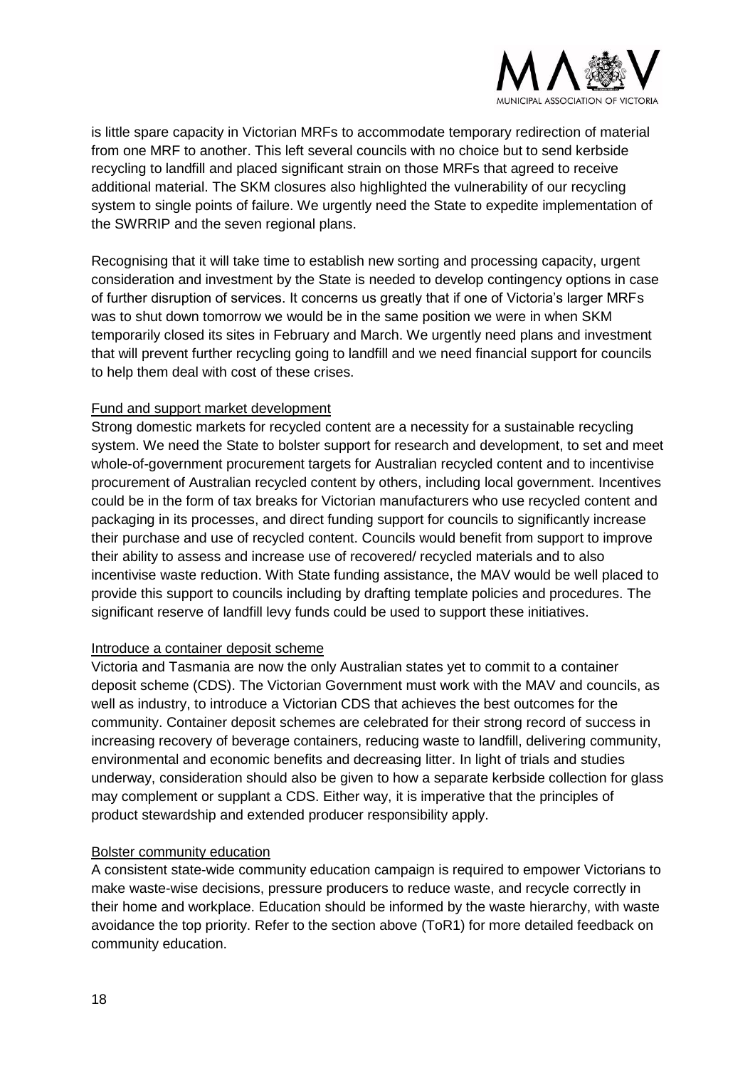is little spare capacity in Victorian MRFs to accommodate temporary redirection of material from one MRF to another. This left several councils with no choice but to send kerbside recycling to landfill and placed significant strain on those MRFs that agreed to receive additional material. The SKM closures also highlighted the vulnerability of our recycling system to single points of failure. We urgently need the State to expedite implementation of the SWRRIP and the seven regional plans.

Recognising that it will take time to establish new sorting and processing capacity, urgent consideration and investment by the State is needed to develop contingency options in case of further disruption of services. It concerns us greatly that if one of Victoria's larger MRFs was to shut down tomorrow we would be in the same position we were in when SKM temporarily closed its sites in February and March. We urgently need plans and investment that will prevent further recycling going to landfill and we need financial support for councils to help them deal with cost of these crises.

Fund and support market development

Strong domestic markets for recycled content are a necessity for a sustainable recycling system. We need the State to bolster support for research and development, to set and meet whole-of-government procurement targets for Australian recycled content and to incentivise procurement of Australian recycled content by others, including local government. Incentives could be in the form of tax breaks for Victorian manufacturers who use recycled content and packaging in its processes, and direct funding support for councils to significantly increase their purchase and use of recycled content. Councils would benefit from support to improve their ability to assess and increase use of recovered/ recycled materials and to also incentivise waste reduction. With State funding assistance, the MAV would be well placed to provide this support to councils including by drafting template policies and procedures. The significant reserve of landfill levy funds could be used to support these initiatives.

Introduce a container deposit scheme

Victoria and Tasmania are now the only Australian states yet to commit to a container deposit scheme (CDS). The Victorian Government must work with the MAV and councils, as well as industry, to introduce a Victorian CDS that achieves the best outcomes for the community. Container deposit schemes are celebrated for their strong record of success in increasing recovery of beverage containers, reducing waste to landfill, delivering community, environmental and economic benefits and decreasing litter. In light of trials and studies underway, consideration should also be given to how a separate kerbside collection for glass may complement or supplant a CDS. Either way, it is imperative that the principles of product stewardship and extended producer responsibility apply.

Bolster community education

A consistent state-wide community education campaign is required to empower Victorians to make waste-wise decisions, pressure producers to reduce waste, and recycle correctly in their home and workplace. Education should be informed by the waste hierarchy, with waste avoidance the top priority. Refer to the section above (ToR1) for more detailed feedback on community education.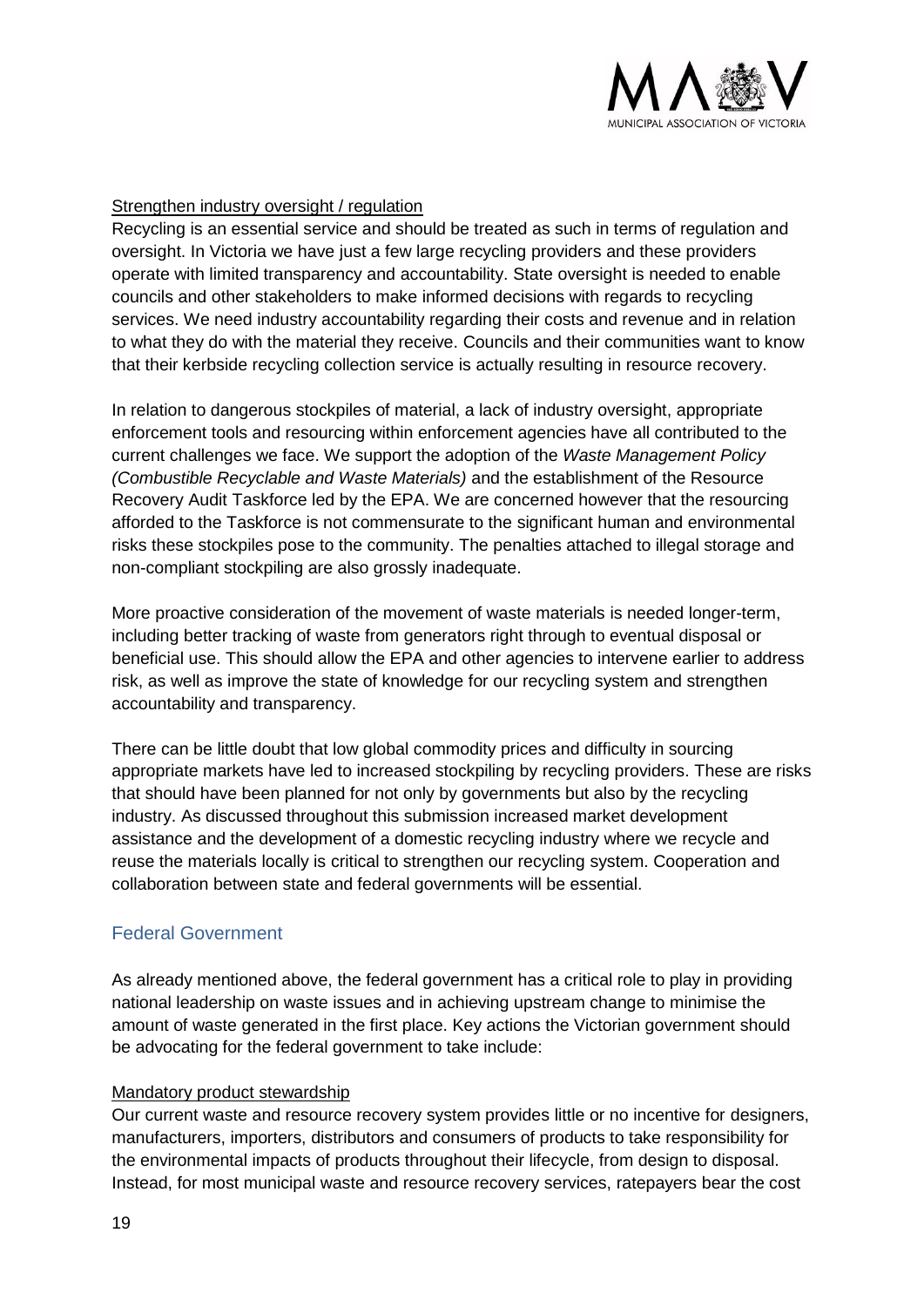Strengthen industry oversight / regulation

Recycling is an essential service and should be treated as such in terms of regulation and oversight. In Victoria we have just a few large recycling providers and these providers operate with limited transparency and accountability. State oversight is needed to enable councils and other stakeholders to make informed decisions with regards to recycling services. We need industry accountability regarding their costs and revenue and in relation to what they do with the material they receive. Councils and their communities want to know that their kerbside recycling collection service is actually resulting in resource recovery.

In relation to dangerous stockpiles of material, a lack of industry oversight, appropriate enforcement tools and resourcing within enforcement agencies have all contributed to the current challenges we face. We support the adoption of the *Waste Management Policy (Combustible Recyclable and Waste Materials)* and the establishment of the Resource Recovery Audit Taskforce led by the EPA. We are concerned however that the resourcing afforded to the Taskforce is not commensurate to the significant human and environmental risks these stockpiles pose to the community. The penalties attached to illegal storage and non-compliant stockpiling are also grossly inadequate.

More proactive consideration of the movement of waste materials is needed longer-term, including better tracking of waste from generators right through to eventual disposal or beneficial use. This should allow the EPA and other agencies to intervene earlier to address risk, as well as improve the state of knowledge for our recycling system and strengthen accountability and transparency.

There can be little doubt that low global commodity prices and difficulty in sourcing appropriate markets have led to increased stockpiling by recycling providers. These are risks that should have been planned for not only by governments but also by the recycling industry. As discussed throughout this submission increased market development assistance and the development of a domestic recycling industry where we recycle and reuse the materials locally is critical to strengthen our recycling system. Cooperation and collaboration between state and federal governments will be essential.

## Federal Government

As already mentioned above, the federal government has a critical role to play in providing national leadership on waste issues and in achieving upstream change to minimise the amount of waste generated in the first place. Key actions the Victorian government should be advocating for the federal government to take include:

Mandatory product stewardship

Our current waste and resource recovery system provides little or no incentive for designers, manufacturers, importers, distributors and consumers of products to take responsibility for the environmental impacts of products throughout their lifecycle, from design to disposal. Instead, for most municipal waste and resource recovery services, ratepayers bear the cost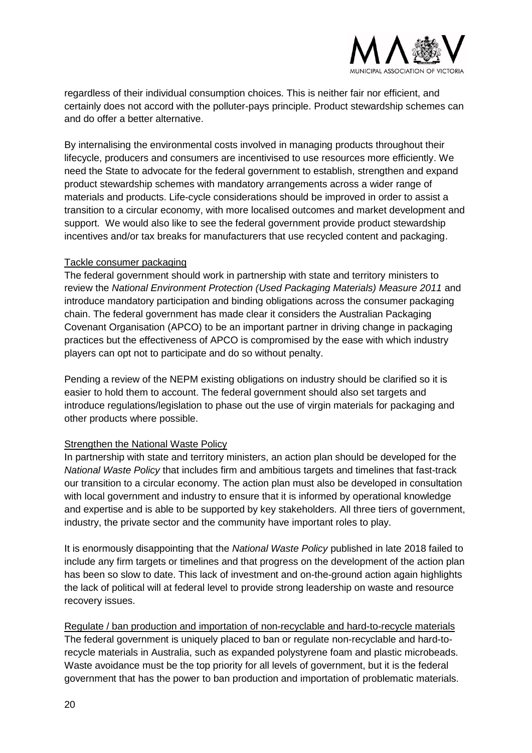regardless of their individual consumption choices. This is neither fair nor efficient, and certainly does not accord with the polluter-pays principle. Product stewardship schemes can and do offer a better alternative.

By internalising the environmental costs involved in managing products throughout their lifecycle, producers and consumers are incentivised to use resources more efficiently. We need the State to advocate for the federal government to establish, strengthen and expand product stewardship schemes with mandatory arrangements across a wider range of materials and products. Life-cycle considerations should be improved in order to assist a transition to a circular economy, with more localised outcomes and market development and support. We would also like to see the federal government provide product stewardship incentives and/or tax breaks for manufacturers that use recycled content and packaging.

<u>Tackle consumer packaging</u>

The federal government should work in partnership with state and territory ministers to review the *National Environment Protection (Used Packaging Materials) Measure 2011* and introduce mandatory participation and binding obligations across the consumer packaging chain. The federal government has made clear it considers the Australian Packaging Covenant Organisation (APCO) to be an important partner in driving change in packaging practices but the effectiveness of APCO is compromised by the ease with which industry players can opt not to participate and do so without penalty.

Pending a review of the NEPM existing obligations on industry should be clarified so it is easier to hold them to account. The federal government should also set targets and introduce regulations/legislation to phase out the use of virgin materials for packaging and other products where possible.

<u>Strengthen the National Waste Policy</u>

In partnership with state and territory ministers, an action plan should be developed for the *National Waste Policy* that includes firm and ambitious targets and timelines that fast-track our transition to a circular economy. The action plan must also be developed in consultation with local government and industry to ensure that it is informed by operational knowledge and expertise and is able to be supported by key stakeholders. All three tiers of government, industry, the private sector and the community have important roles to play.

It is enormously disappointing that the *National Waste Policy* published in late 2018 failed to include any firm targets or timelines and that progress on the development of the action plan has been so slow to date. This lack of investment and on-the-ground action again highlights the lack of political will at federal level to provide strong leadership on waste and resource recovery issues.

<u>Regulate / ban production and importation of non-recyclable and hard-to-recycle materials</u>

The federal government is uniquely placed to ban or regulate non-recyclable and hard-to-recycle materials in Australia, such as expanded polystyrene foam and plastic microbeads. Waste avoidance must be the top priority for all levels of government, but it is the federal government that has the power to ban production and importation of problematic materials.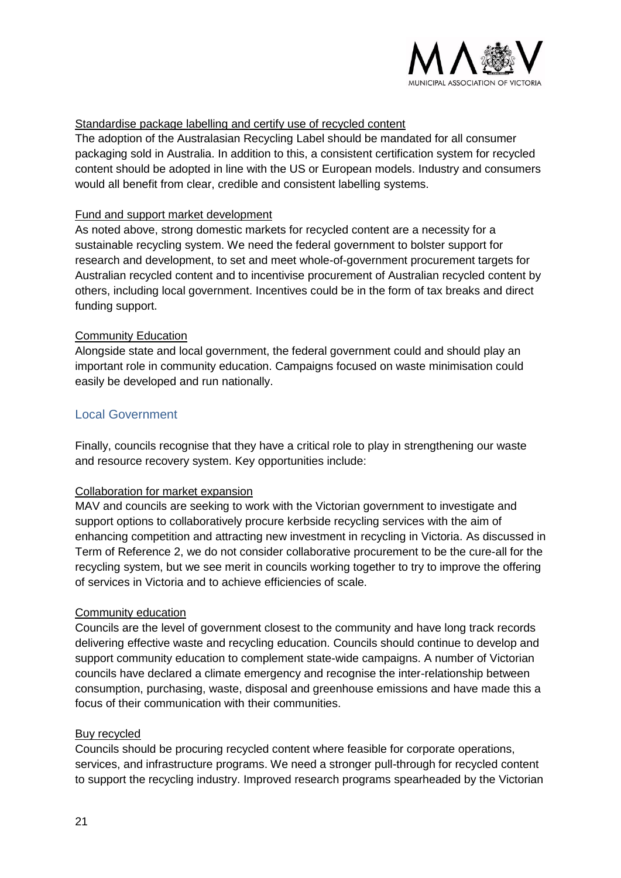Standardise package labelling and certify use of recycled content

The adoption of the Australasian Recycling Label should be mandated for all consumer packaging sold in Australia. In addition to this, a consistent certification system for recycled content should be adopted in line with the US or European models. Industry and consumers would all benefit from clear, credible and consistent labelling systems.

Fund and support market development

As noted above, strong domestic markets for recycled content are a necessity for a sustainable recycling system. We need the federal government to bolster support for research and development, to set and meet whole-of-government procurement targets for Australian recycled content and to incentivise procurement of Australian recycled content by others, including local government. Incentives could be in the form of tax breaks and direct funding support.

Community Education

Alongside state and local government, the federal government could and should play an important role in community education. Campaigns focused on waste minimisation could easily be developed and run nationally.

## Local Government

Finally, councils recognise that they have a critical role to play in strengthening our waste and resource recovery system. Key opportunities include:

Collaboration for market expansion

MAV and councils are seeking to work with the Victorian government to investigate and support options to collaboratively procure kerbside recycling services with the aim of enhancing competition and attracting new investment in recycling in Victoria. As discussed in Term of Reference 2, we do not consider collaborative procurement to be the cure-all for the recycling system, but we see merit in councils working together to try to improve the offering of services in Victoria and to achieve efficiencies of scale.

Community education

Councils are the level of government closest to the community and have long track records delivering effective waste and recycling education. Councils should continue to develop and support community education to complement state-wide campaigns. A number of Victorian councils have declared a climate emergency and recognise the inter-relationship between consumption, purchasing, waste, disposal and greenhouse emissions and have made this a focus of their communication with their communities.

Buy recycled

Councils should be procuring recycled content where feasible for corporate operations, services, and infrastructure programs. We need a stronger pull-through for recycled content to support the recycling industry. Improved research programs spearheaded by the Victorian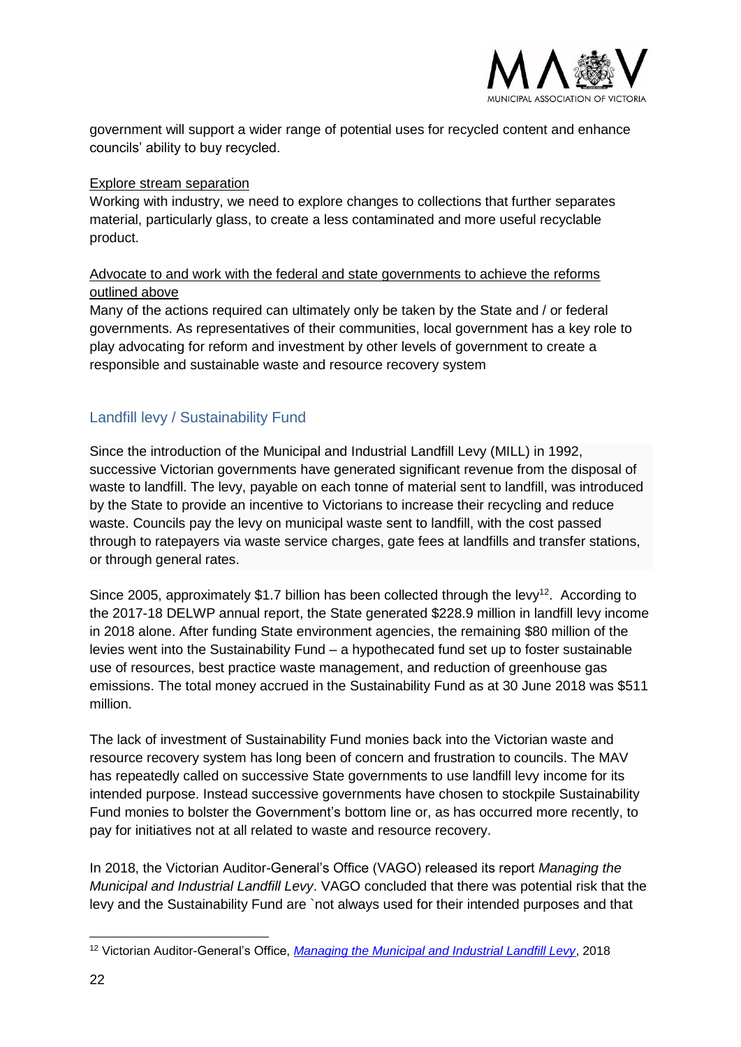government will support a wider range of potential uses for recycled content and enhance councils' ability to buy recycled.

Explore stream separation

Working with industry, we need to explore changes to collections that further separates material, particularly glass, to create a less contaminated and more useful recyclable product.

Advocate to and work with the federal and state governments to achieve the reforms outlined above

Many of the actions required can ultimately only be taken by the State and / or federal governments. As representatives of their communities, local government has a key role to play advocating for reform and investment by other levels of government to create a responsible and sustainable waste and resource recovery system

## Landfill levy / Sustainability Fund

Since the introduction of the Municipal and Industrial Landfill Levy (MILL) in 1992, successive Victorian governments have generated significant revenue from the disposal of waste to landfill. The levy, payable on each tonne of material sent to landfill, was introduced by the State to provide an incentive to Victorians to increase their recycling and reduce waste. Councils pay the levy on municipal waste sent to landfill, with the cost passed through to ratepayers via waste service charges, gate fees at landfills and transfer stations, or through general rates.

Since 2005, approximately \$1.7 billion has been collected through the levy[12]. According to the 2017-18 DELWP annual report, the State generated \$228.9 million in landfill levy income in 2018 alone. After funding State environment agencies, the remaining \$80 million of the levies went into the Sustainability Fund – a hypothecated fund set up to foster sustainable use of resources, best practice waste management, and reduction of greenhouse gas emissions. The total money accrued in the Sustainability Fund as at 30 June 2018 was \$511 million.

The lack of investment of Sustainability Fund monies back into the Victorian waste and resource recovery system has long been of concern and frustration to councils. The MAV has repeatedly called on successive State governments to use landfill levy income for its intended purpose. Instead successive governments have chosen to stockpile Sustainability Fund monies to bolster the Government's bottom line or, as has occurred more recently, to pay for initiatives not at all related to waste and resource recovery.

In 2018, the Victorian Auditor-General's Office (VAGO) released its report *Managing the Municipal and Industrial Landfill Levy*. VAGO concluded that there was potential risk that the levy and the Sustainability Fund are `not always used for their intended purposes and that

[12] Victorian Auditor-General's Office, *Managing the Municipal and Industrial Landfill Levy*, 2018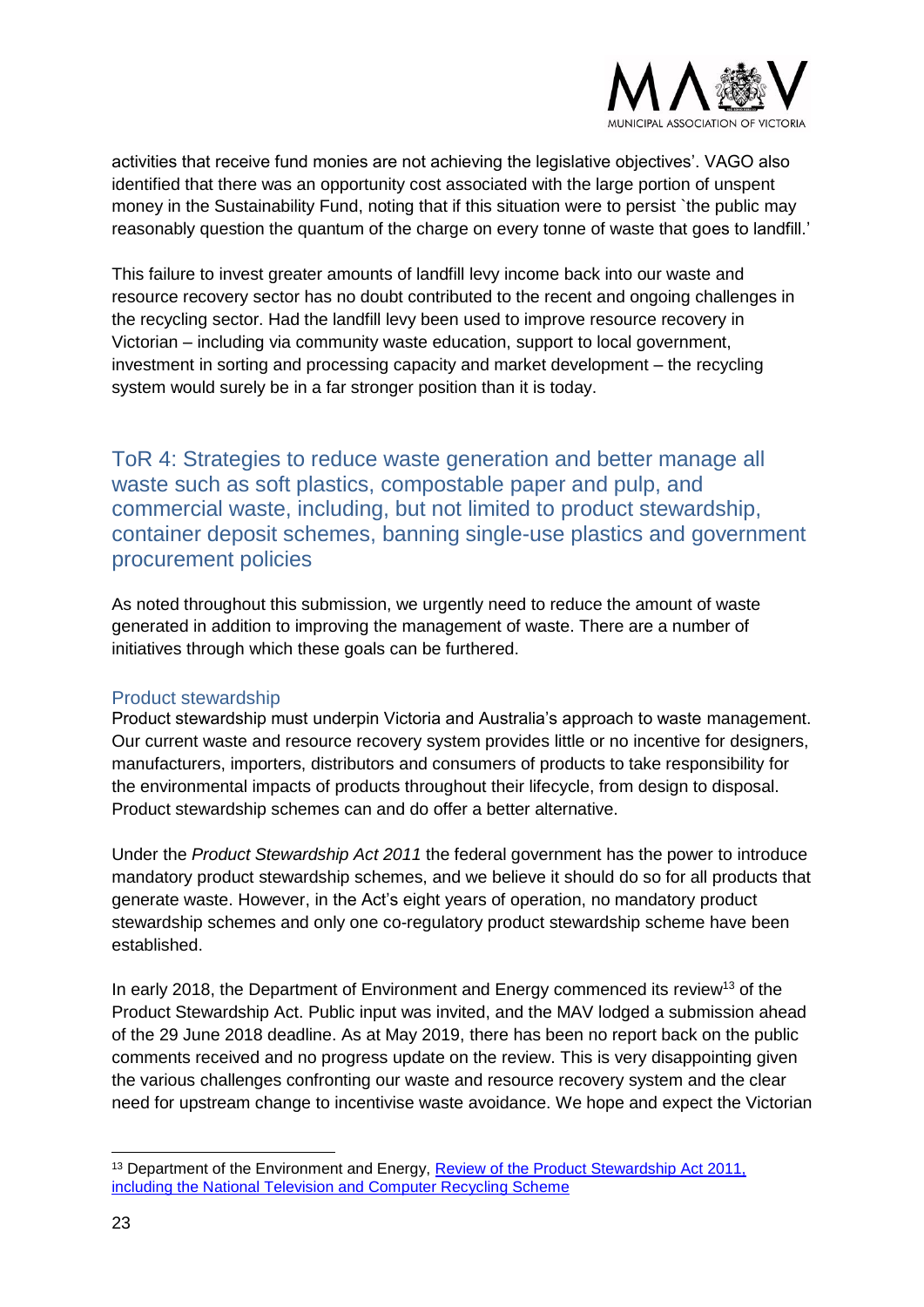activities that receive fund monies are not achieving the legislative objectives'. VAGO also identified that there was an opportunity cost associated with the large portion of unspent money in the Sustainability Fund, noting that if this situation were to persist `the public may reasonably question the quantum of the charge on every tonne of waste that goes to landfill.'

This failure to invest greater amounts of landfill levy income back into our waste and resource recovery sector has no doubt contributed to the recent and ongoing challenges in the recycling sector. Had the landfill levy been used to improve resource recovery in Victorian – including via community waste education, support to local government, investment in sorting and processing capacity and market development – the recycling system would surely be in a far stronger position than it is today.

## ToR 4: Strategies to reduce waste generation and better manage all waste such as soft plastics, compostable paper and pulp, and commercial waste, including, but not limited to product stewardship, container deposit schemes, banning single-use plastics and government procurement policies

As noted throughout this submission, we urgently need to reduce the amount of waste generated in addition to improving the management of waste. There are a number of initiatives through which these goals can be furthered.

### Product stewardship

Product stewardship must underpin Victoria and Australia's approach to waste management. Our current waste and resource recovery system provides little or no incentive for designers, manufacturers, importers, distributors and consumers of products to take responsibility for the environmental impacts of products throughout their lifecycle, from design to disposal. Product stewardship schemes can and do offer a better alternative.

Under the *Product Stewardship Act 2011* the federal government has the power to introduce mandatory product stewardship schemes, and we believe it should do so for all products that generate waste. However, in the Act's eight years of operation, no mandatory product stewardship schemes and only one co-regulatory product stewardship scheme have been established.

In early 2018, the Department of Environment and Energy commenced its review[13] of the Product Stewardship Act. Public input was invited, and the MAV lodged a submission ahead of the 29 June 2018 deadline. As at May 2019, there has been no report back on the public comments received and no progress update on the review. This is very disappointing given the various challenges confronting our waste and resource recovery system and the clear need for upstream change to incentivise waste avoidance. We hope and expect the Victorian

[13] Department of the Environment and Energy, Review of the Product Stewardship Act 2011, including the National Television and Computer Recycling Scheme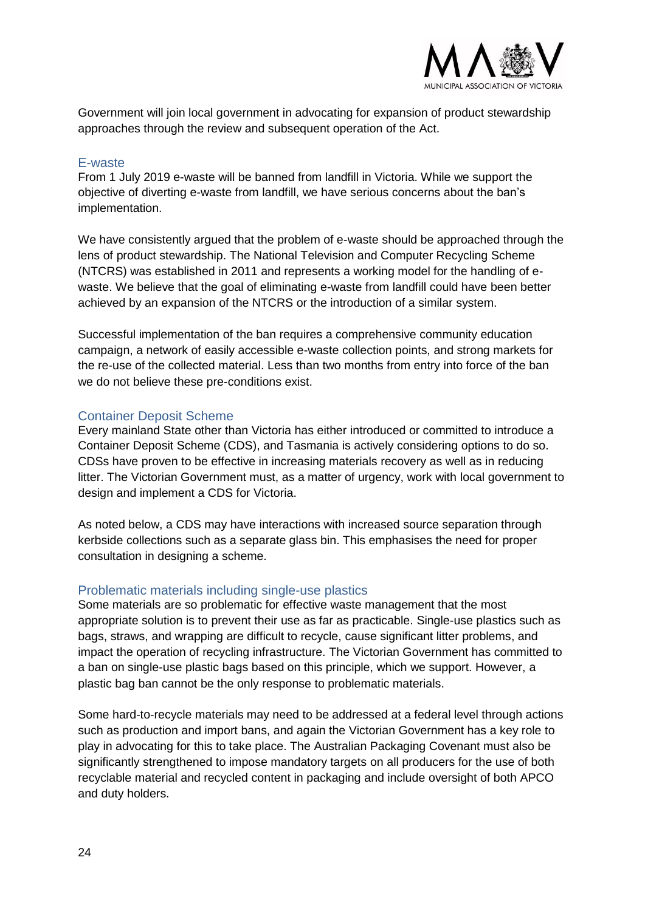Government will join local government in advocating for expansion of product stewardship approaches through the review and subsequent operation of the Act.

### E-waste

From 1 July 2019 e-waste will be banned from landfill in Victoria. While we support the objective of diverting e-waste from landfill, we have serious concerns about the ban's implementation.

We have consistently argued that the problem of e-waste should be approached through the lens of product stewardship. The National Television and Computer Recycling Scheme (NTCRS) was established in 2011 and represents a working model for the handling of e-waste. We believe that the goal of eliminating e-waste from landfill could have been better achieved by an expansion of the NTCRS or the introduction of a similar system.

Successful implementation of the ban requires a comprehensive community education campaign, a network of easily accessible e-waste collection points, and strong markets for the re-use of the collected material. Less than two months from entry into force of the ban we do not believe these pre-conditions exist.

### Container Deposit Scheme

Every mainland State other than Victoria has either introduced or committed to introduce a Container Deposit Scheme (CDS), and Tasmania is actively considering options to do so. CDSs have proven to be effective in increasing materials recovery as well as in reducing litter. The Victorian Government must, as a matter of urgency, work with local government to design and implement a CDS for Victoria.

As noted below, a CDS may have interactions with increased source separation through kerbside collections such as a separate glass bin. This emphasises the need for proper consultation in designing a scheme.

### Problematic materials including single-use plastics

Some materials are so problematic for effective waste management that the most appropriate solution is to prevent their use as far as practicable. Single-use plastics such as bags, straws, and wrapping are difficult to recycle, cause significant litter problems, and impact the operation of recycling infrastructure. The Victorian Government has committed to a ban on single-use plastic bags based on this principle, which we support. However, a plastic bag ban cannot be the only response to problematic materials.

Some hard-to-recycle materials may need to be addressed at a federal level through actions such as production and import bans, and again the Victorian Government has a key role to play in advocating for this to take place. The Australian Packaging Covenant must also be significantly strengthened to impose mandatory targets on all producers for the use of both recyclable material and recycled content in packaging and include oversight of both APCO and duty holders.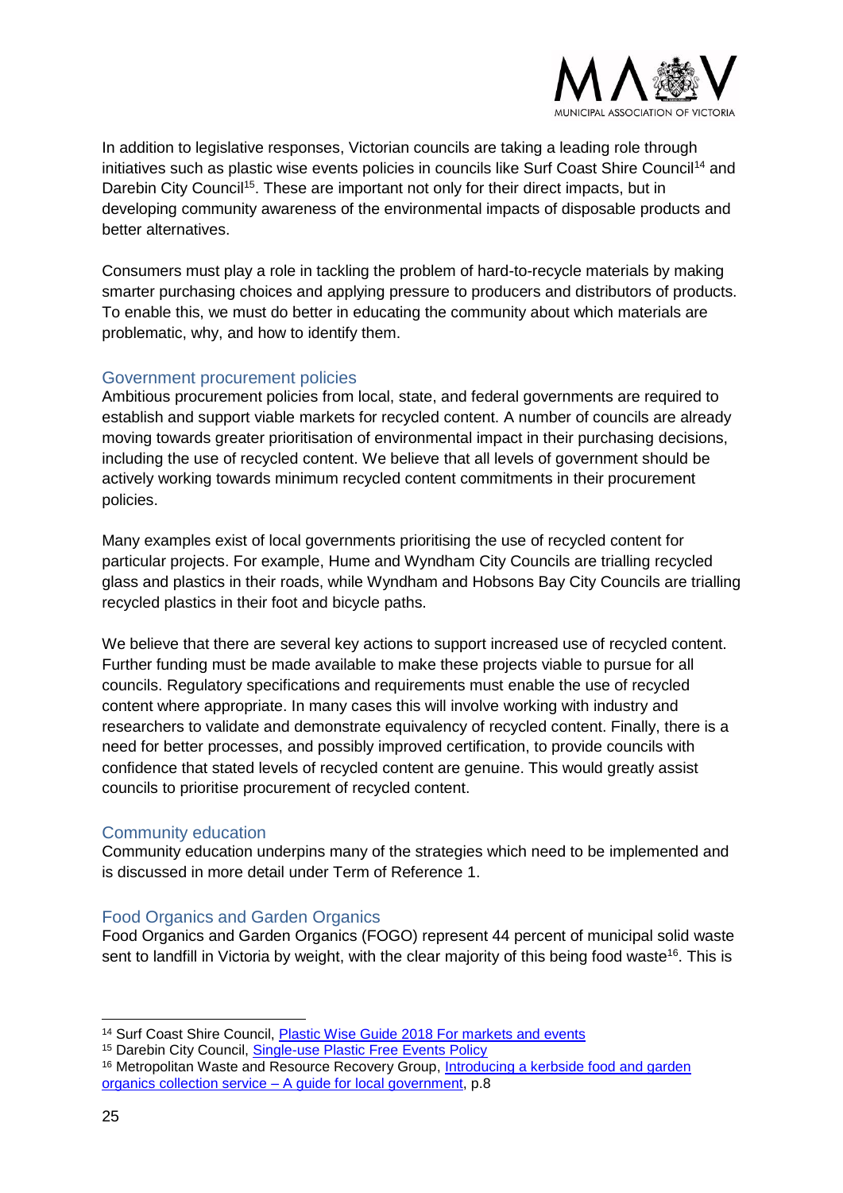In addition to legislative responses, Victorian councils are taking a leading role through initiatives such as plastic wise events policies in councils like Surf Coast Shire Council[14] and Darebin City Council[15]. These are important not only for their direct impacts, but in developing community awareness of the environmental impacts of disposable products and better alternatives.

Consumers must play a role in tackling the problem of hard-to-recycle materials by making smarter purchasing choices and applying pressure to producers and distributors of products. To enable this, we must do better in educating the community about which materials are problematic, why, and how to identify them.

### Government procurement policies

Ambitious procurement policies from local, state, and federal governments are required to establish and support viable markets for recycled content. A number of councils are already moving towards greater prioritisation of environmental impact in their purchasing decisions, including the use of recycled content. We believe that all levels of government should be actively working towards minimum recycled content commitments in their procurement policies.

Many examples exist of local governments prioritising the use of recycled content for particular projects. For example, Hume and Wyndham City Councils are trialling recycled glass and plastics in their roads, while Wyndham and Hobsons Bay City Councils are trialling recycled plastics in their foot and bicycle paths.

We believe that there are several key actions to support increased use of recycled content. Further funding must be made available to make these projects viable to pursue for all councils. Regulatory specifications and requirements must enable the use of recycled content where appropriate. In many cases this will involve working with industry and researchers to validate and demonstrate equivalency of recycled content. Finally, there is a need for better processes, and possibly improved certification, to provide councils with confidence that stated levels of recycled content are genuine. This would greatly assist councils to prioritise procurement of recycled content.

### Community education

Community education underpins many of the strategies which need to be implemented and is discussed in more detail under Term of Reference 1.

### Food Organics and Garden Organics

Food Organics and Garden Organics (FOGO) represent 44 percent of municipal solid waste sent to landfill in Victoria by weight, with the clear majority of this being food waste[16]. This is

---

[14] Surf Coast Shire Council, Plastic Wise Guide 2018 For markets and events

[15] Darebin City Council, Single-use Plastic Free Events Policy

[16] Metropolitan Waste and Resource Recovery Group, Introducing a kerbside food and garden organics collection service – A guide for local government, p.8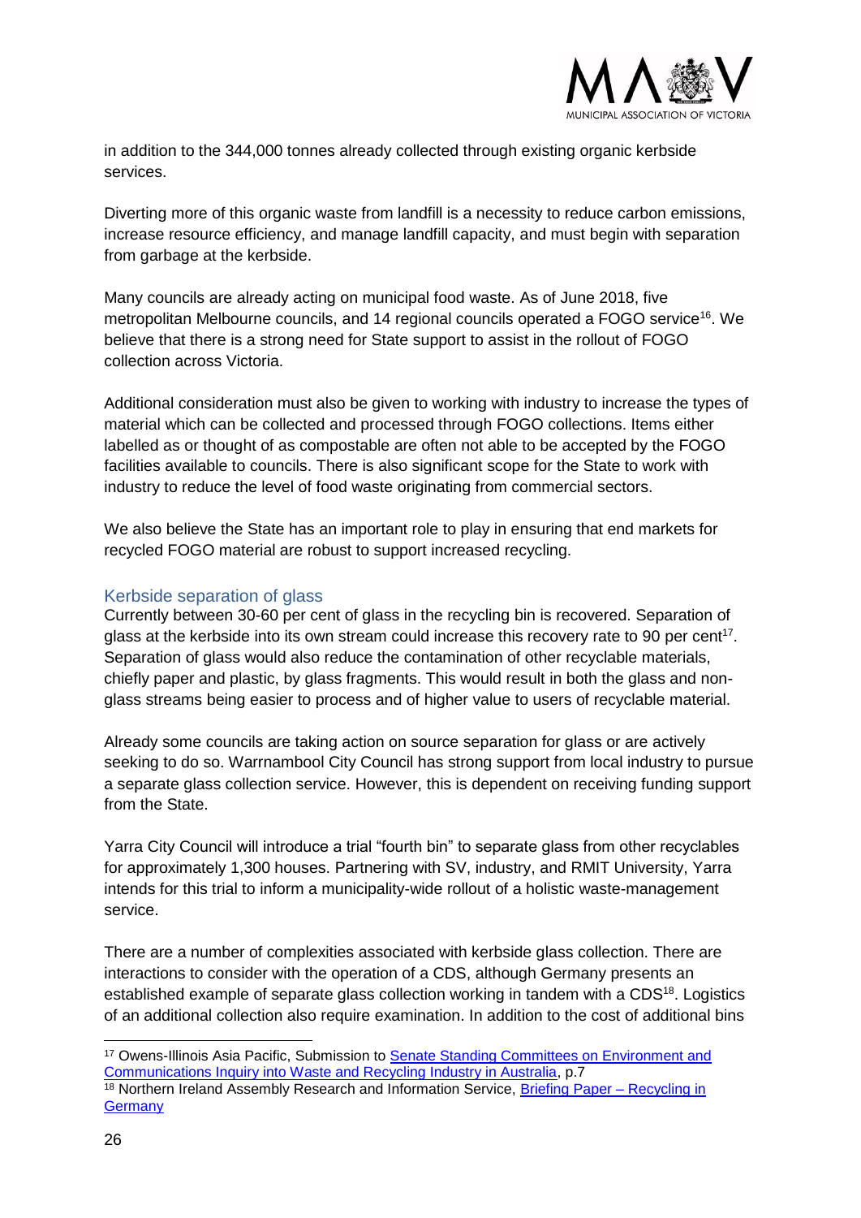in addition to the 344,000 tonnes already collected through existing organic kerbside services.

Diverting more of this organic waste from landfill is a necessity to reduce carbon emissions, increase resource efficiency, and manage landfill capacity, and must begin with separation from garbage at the kerbside.

Many councils are already acting on municipal food waste. As of June 2018, five metropolitan Melbourne councils, and 14 regional councils operated a FOGO service[16]. We believe that there is a strong need for State support to assist in the rollout of FOGO collection across Victoria.

Additional consideration must also be given to working with industry to increase the types of material which can be collected and processed through FOGO collections. Items either labelled as or thought of as compostable are often not able to be accepted by the FOGO facilities available to councils. There is also significant scope for the State to work with industry to reduce the level of food waste originating from commercial sectors.

We also believe the State has an important role to play in ensuring that end markets for recycled FOGO material are robust to support increased recycling.

### Kerbside separation of glass

Currently between 30-60 per cent of glass in the recycling bin is recovered. Separation of glass at the kerbside into its own stream could increase this recovery rate to 90 per cent[17]. Separation of glass would also reduce the contamination of other recyclable materials, chiefly paper and plastic, by glass fragments. This would result in both the glass and non-glass streams being easier to process and of higher value to users of recyclable material.

Already some councils are taking action on source separation for glass or are actively seeking to do so. Warrnambool City Council has strong support from local industry to pursue a separate glass collection service. However, this is dependent on receiving funding support from the State.

Yarra City Council will introduce a trial "fourth bin" to separate glass from other recyclables for approximately 1,300 houses. Partnering with SV, industry, and RMIT University, Yarra intends for this trial to inform a municipality-wide rollout of a holistic waste-management service.

There are a number of complexities associated with kerbside glass collection. There are interactions to consider with the operation of a CDS, although Germany presents an established example of separate glass collection working in tandem with a CDS[18]. Logistics of an additional collection also require examination. In addition to the cost of additional bins

---

[17] Owens-Illinois Asia Pacific, Submission to Senate Standing Committees on Environment and Communications Inquiry into Waste and Recycling Industry in Australia, p.7

[18] Northern Ireland Assembly Research and Information Service, Briefing Paper – Recycling in Germany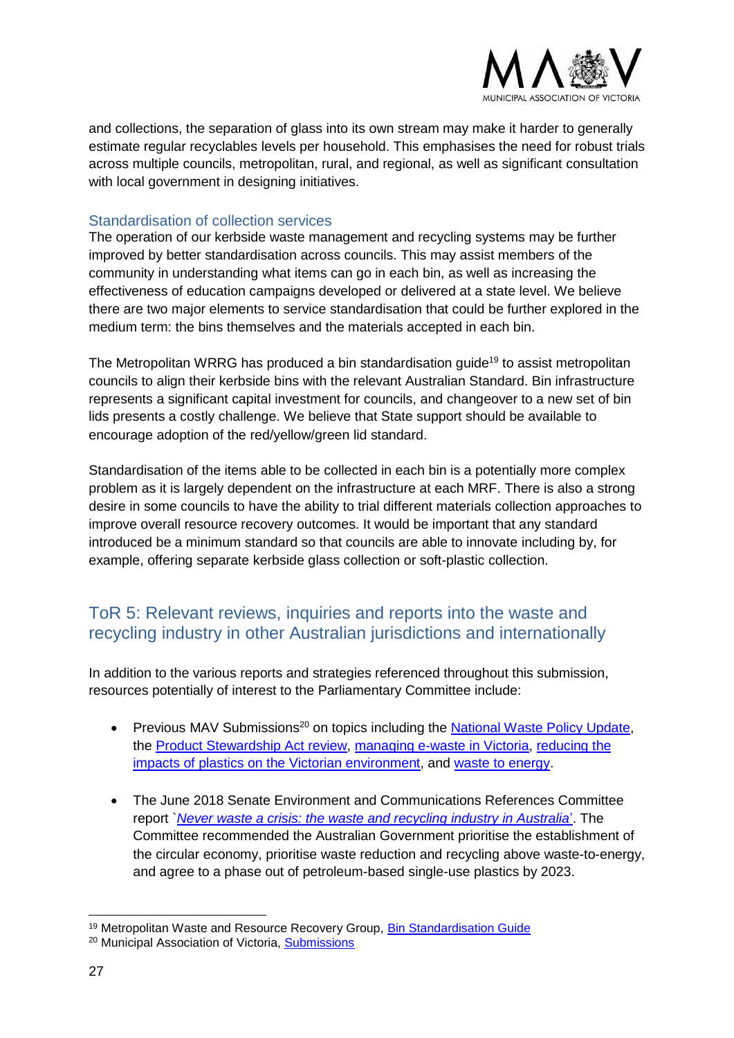and collections, the separation of glass into its own stream may make it harder to generally estimate regular recyclables levels per household. This emphasises the need for robust trials across multiple councils, metropolitan, rural, and regional, as well as significant consultation with local government in designing initiatives.

### Standardisation of collection services

The operation of our kerbside waste management and recycling systems may be further improved by better standardisation across councils. This may assist members of the community in understanding what items can go in each bin, as well as increasing the effectiveness of education campaigns developed or delivered at a state level. We believe there are two major elements to service standardisation that could be further explored in the medium term: the bins themselves and the materials accepted in each bin.

The Metropolitan WRRG has produced a bin standardisation guide[19] to assist metropolitan councils to align their kerbside bins with the relevant Australian Standard. Bin infrastructure represents a significant capital investment for councils, and changeover to a new set of bin lids presents a costly challenge. We believe that State support should be available to encourage adoption of the red/yellow/green lid standard.

Standardisation of the items able to be collected in each bin is a potentially more complex problem as it is largely dependent on the infrastructure at each MRF. There is also a strong desire in some councils to have the ability to trial different materials collection approaches to improve overall resource recovery outcomes. It would be important that any standard introduced be a minimum standard so that councils are able to innovate including by, for example, offering separate kerbside glass collection or soft-plastic collection.

## ToR 5: Relevant reviews, inquiries and reports into the waste and recycling industry in other Australian jurisdictions and internationally

In addition to the various reports and strategies referenced throughout this submission, resources potentially of interest to the Parliamentary Committee include:

- Previous MAV Submissions[20] on topics including the National Waste Policy Update, the Product Stewardship Act review, managing e-waste in Victoria, reducing the impacts of plastics on the Victorian environment, and waste to energy.
- The June 2018 Senate Environment and Communications References Committee report '*Never waste a crisis: the waste and recycling industry in Australia*'. The Committee recommended the Australian Government prioritise the establishment of the circular economy, prioritise waste reduction and recycling above waste-to-energy, and agree to a phase out of petroleum-based single-use plastics by 2023.

[19] Metropolitan Waste and Resource Recovery Group, Bin Standardisation Guide

[20] Municipal Association of Victoria, Submissions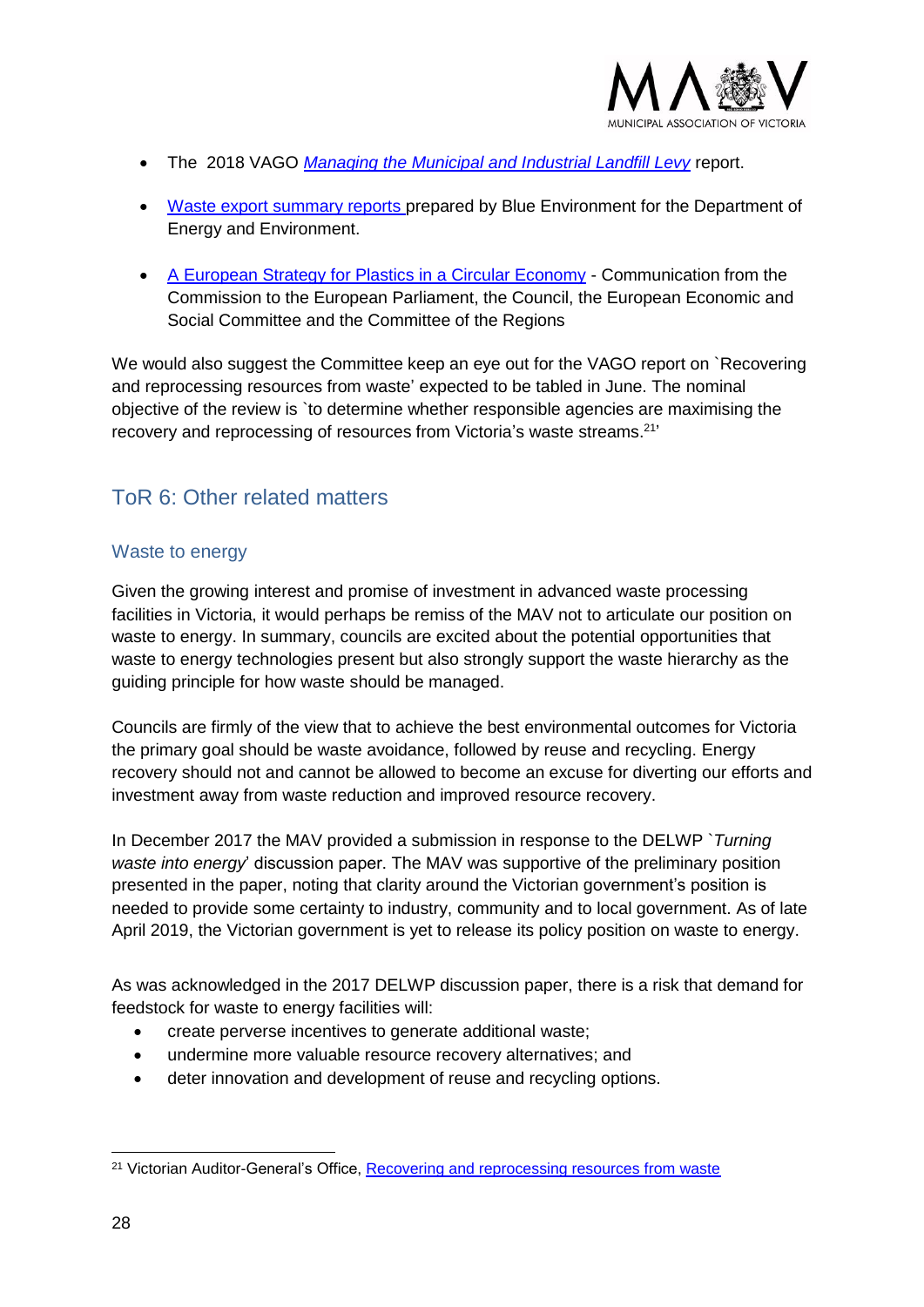- The 2018 VAGO *Managing the Municipal and Industrial Landfill Levy* report.

- Waste export summary reports prepared by Blue Environment for the Department of Energy and Environment.

- A European Strategy for Plastics in a Circular Economy - Communication from the Commission to the European Parliament, the Council, the European Economic and Social Committee and the Committee of the Regions

We would also suggest the Committee keep an eye out for the VAGO report on `Recovering and reprocessing resources from waste' expected to be tabled in June. The nominal objective of the review is `to determine whether responsible agencies are maximising the recovery and reprocessing of resources from Victoria's waste streams.[21]'

## ToR 6: Other related matters

### Waste to energy

Given the growing interest and promise of investment in advanced waste processing facilities in Victoria, it would perhaps be remiss of the MAV not to articulate our position on waste to energy. In summary, councils are excited about the potential opportunities that waste to energy technologies present but also strongly support the waste hierarchy as the guiding principle for how waste should be managed.

Councils are firmly of the view that to achieve the best environmental outcomes for Victoria the primary goal should be waste avoidance, followed by reuse and recycling. Energy recovery should not and cannot be allowed to become an excuse for diverting our efforts and investment away from waste reduction and improved resource recovery.

In December 2017 the MAV provided a submission in response to the DELWP `*Turning waste into energy*' discussion paper. The MAV was supportive of the preliminary position presented in the paper, noting that clarity around the Victorian government's position is needed to provide some certainty to industry, community and to local government. As of late April 2019, the Victorian government is yet to release its policy position on waste to energy.

As was acknowledged in the 2017 DELWP discussion paper, there is a risk that demand for feedstock for waste to energy facilities will:

- create perverse incentives to generate additional waste;
- undermine more valuable resource recovery alternatives; and
- deter innovation and development of reuse and recycling options.

[21] Victorian Auditor-General's Office, Recovering and reprocessing resources from waste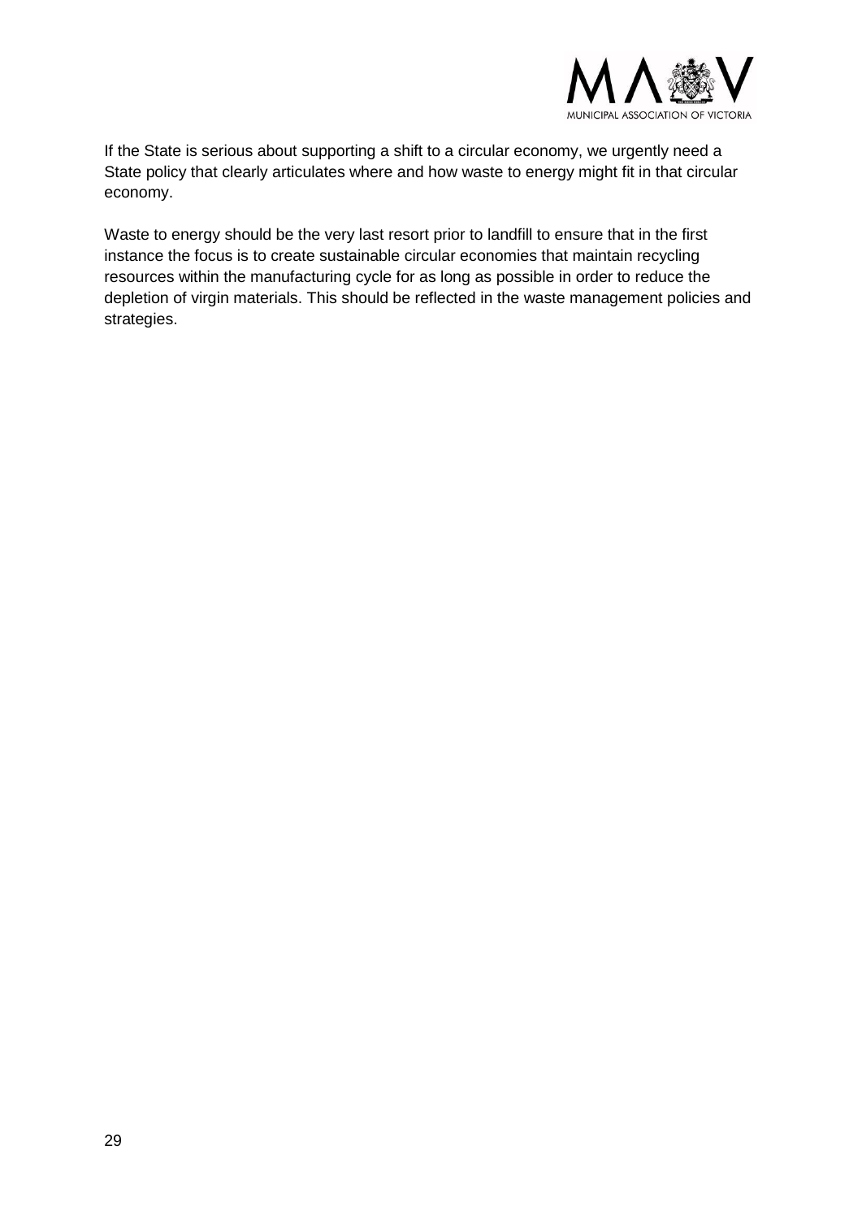If the State is serious about supporting a shift to a circular economy, we urgently need a State policy that clearly articulates where and how waste to energy might fit in that circular economy.

Waste to energy should be the very last resort prior to landfill to ensure that in the first instance the focus is to create sustainable circular economies that maintain recycling resources within the manufacturing cycle for as long as possible in order to reduce the depletion of virgin materials. This should be reflected in the waste management policies and strategies.